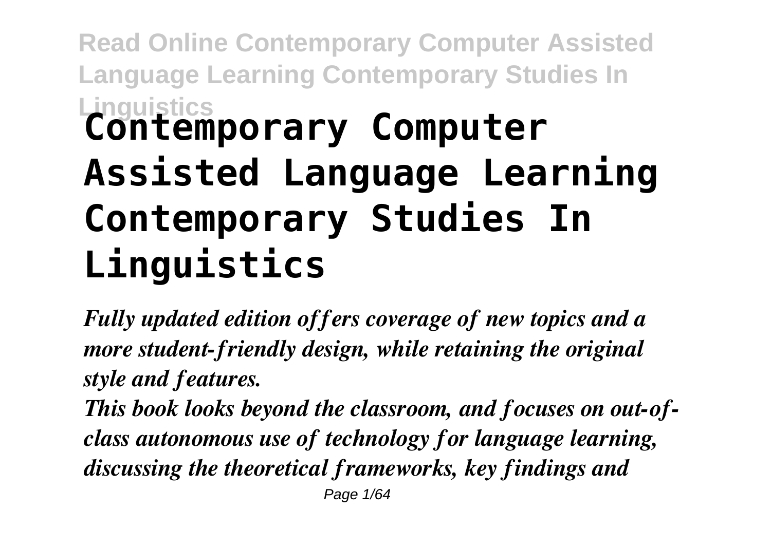# Contemporary Computer Assisted Language Learning Contemporary Studies In Linguistics

*Fully updated edition offers coverage of new topics and a more student-friendly design, while retaining the original style and features.*

*This book looks beyond the classroom, and focuses on out-of-class autonomous use of technology for language learning, discussing the theoretical frameworks, key findings and*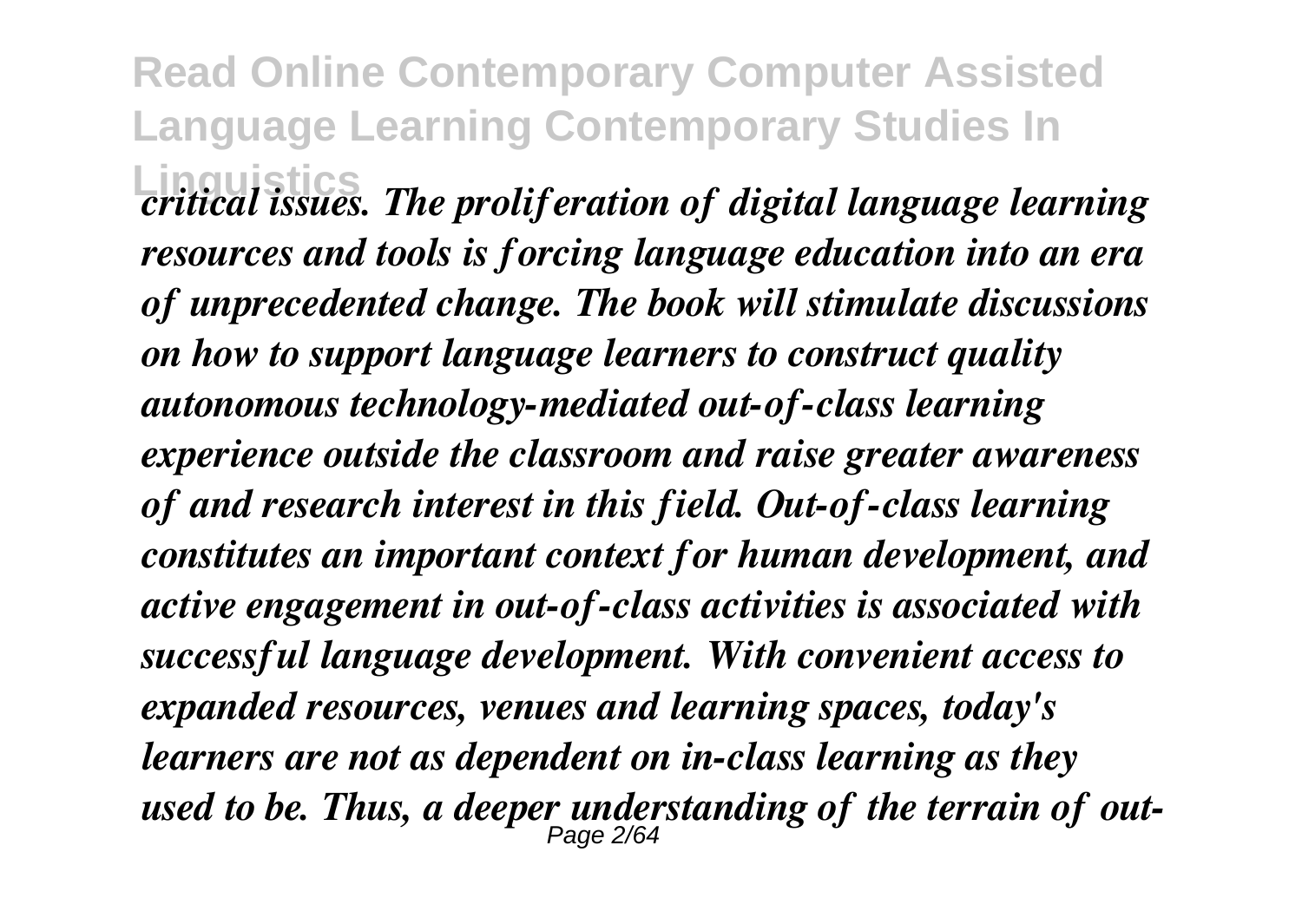*critical issues. The proliferation of digital language learning resources and tools is forcing language education into an era of unprecedented change. The book will stimulate discussions on how to support language learners to construct quality autonomous technology-mediated out-of-class learning experience outside the classroom and raise greater awareness of and research interest in this field. Out-of-class learning constitutes an important context for human development, and active engagement in out-of-class activities is associated with successful language development. With convenient access to expanded resources, venues and learning spaces, today's learners are not as dependent on in-class learning as they used to be. Thus, a deeper understanding of the terrain of out-*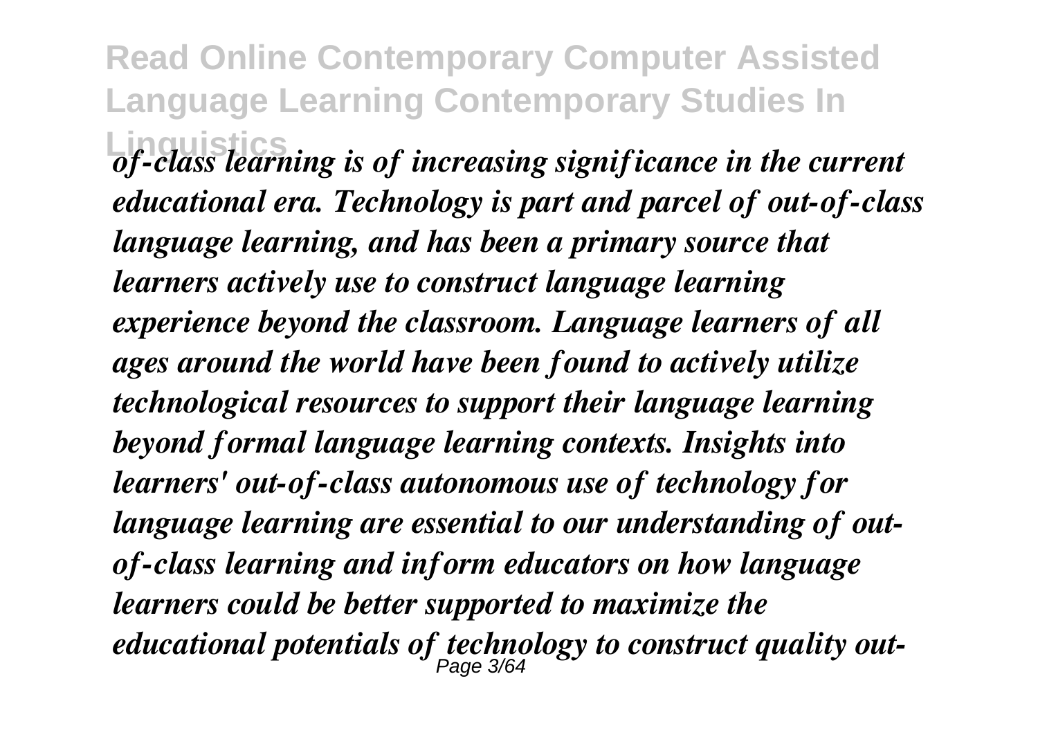*of-class learning is of increasing significance in the current educational era. Technology is part and parcel of out-of-class language learning, and has been a primary source that learners actively use to construct language learning experience beyond the classroom. Language learners of all ages around the world have been found to actively utilize technological resources to support their language learning beyond formal language learning contexts. Insights into learners' out-of-class autonomous use of technology for language learning are essential to our understanding of out-of-class learning and inform educators on how language learners could be better supported to maximize the educational potentials of technology to construct quality out-*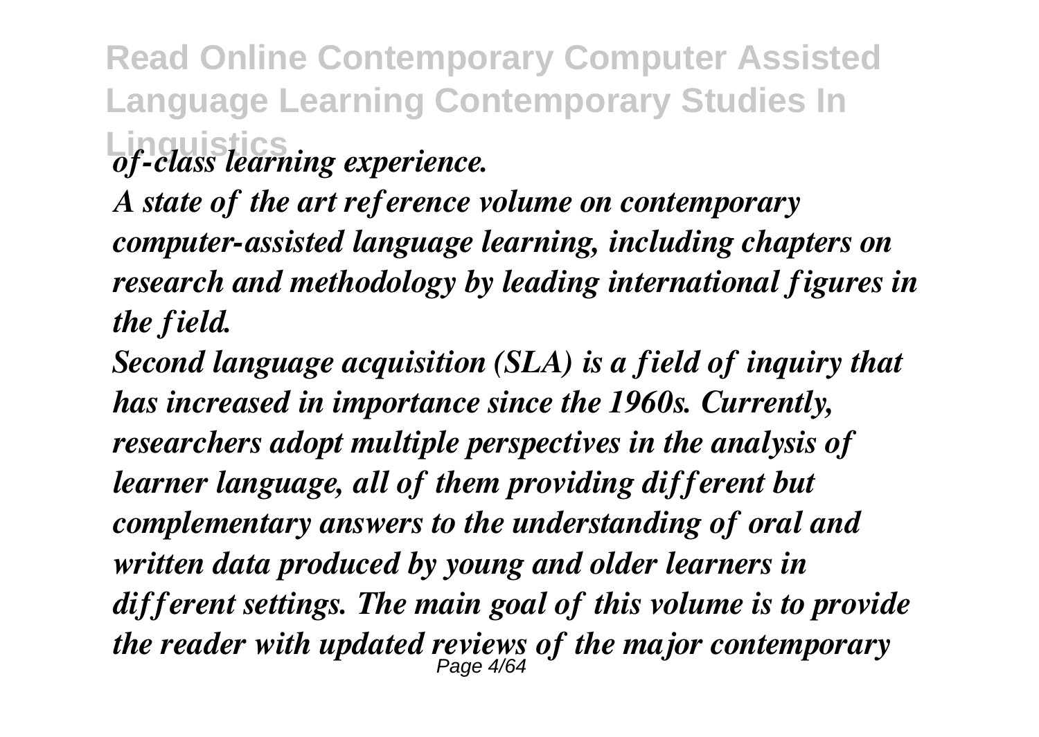*of-class learning experience.*

*A state of the art reference volume on contemporary computer-assisted language learning, including chapters on research and methodology by leading international figures in the field.*

*Second language acquisition (SLA) is a field of inquiry that has increased in importance since the 1960s. Currently, researchers adopt multiple perspectives in the analysis of learner language, all of them providing different but complementary answers to the understanding of oral and written data produced by young and older learners in different settings. The main goal of this volume is to provide the reader with updated reviews of the major contemporary*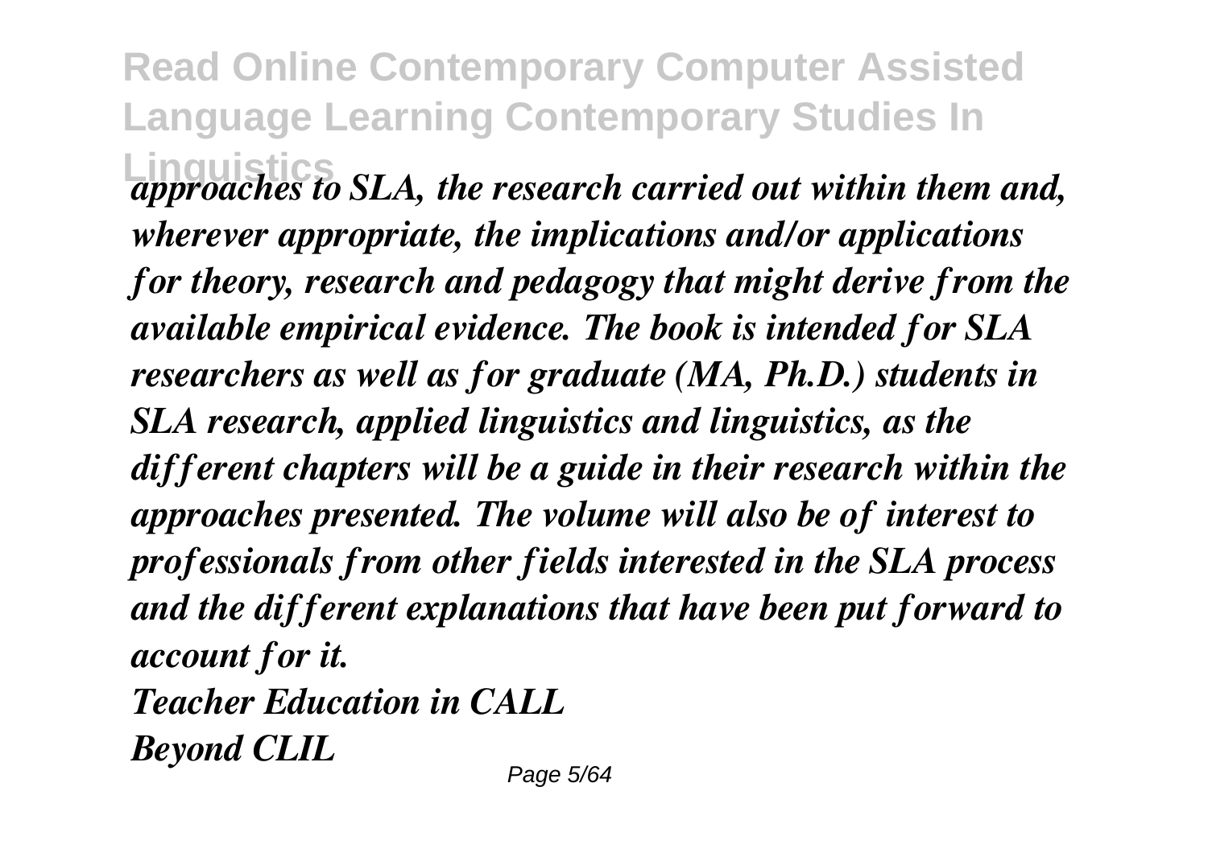*approaches to SLA, the research carried out within them and, wherever appropriate, the implications and/or applications for theory, research and pedagogy that might derive from the available empirical evidence. The book is intended for SLA researchers as well as for graduate (MA, Ph.D.) students in SLA research, applied linguistics and linguistics, as the different chapters will be a guide in their research within the approaches presented. The volume will also be of interest to professionals from other fields interested in the SLA process and the different explanations that have been put forward to account for it.*

*Teacher Education in CALL*

*Beyond CLIL*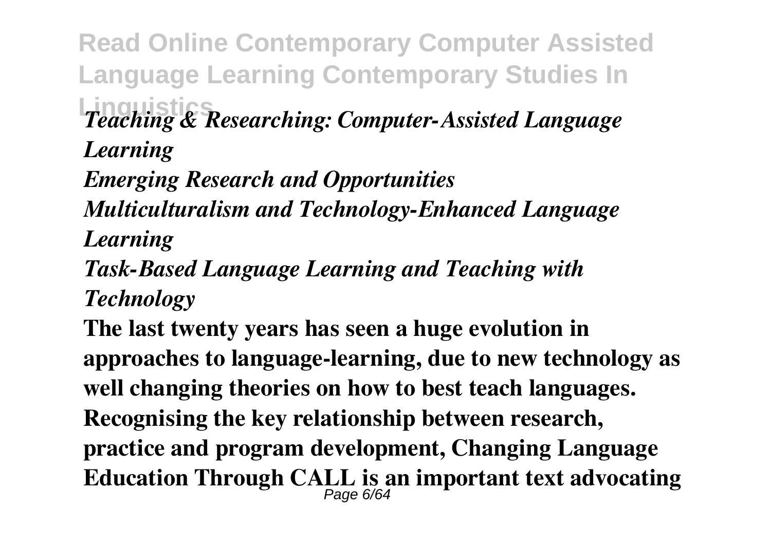*Teaching & Researching: Computer-Assisted Language Learning*

*Emerging Research and Opportunities*

*Multiculturalism and Technology-Enhanced Language Learning*

*Task-Based Language Learning and Teaching with Technology*

**The last twenty years has seen a huge evolution in approaches to language-learning, due to new technology as well changing theories on how to best teach languages. Recognising the key relationship between research, practice and program development, Changing Language Education Through CALL is an important text advocating**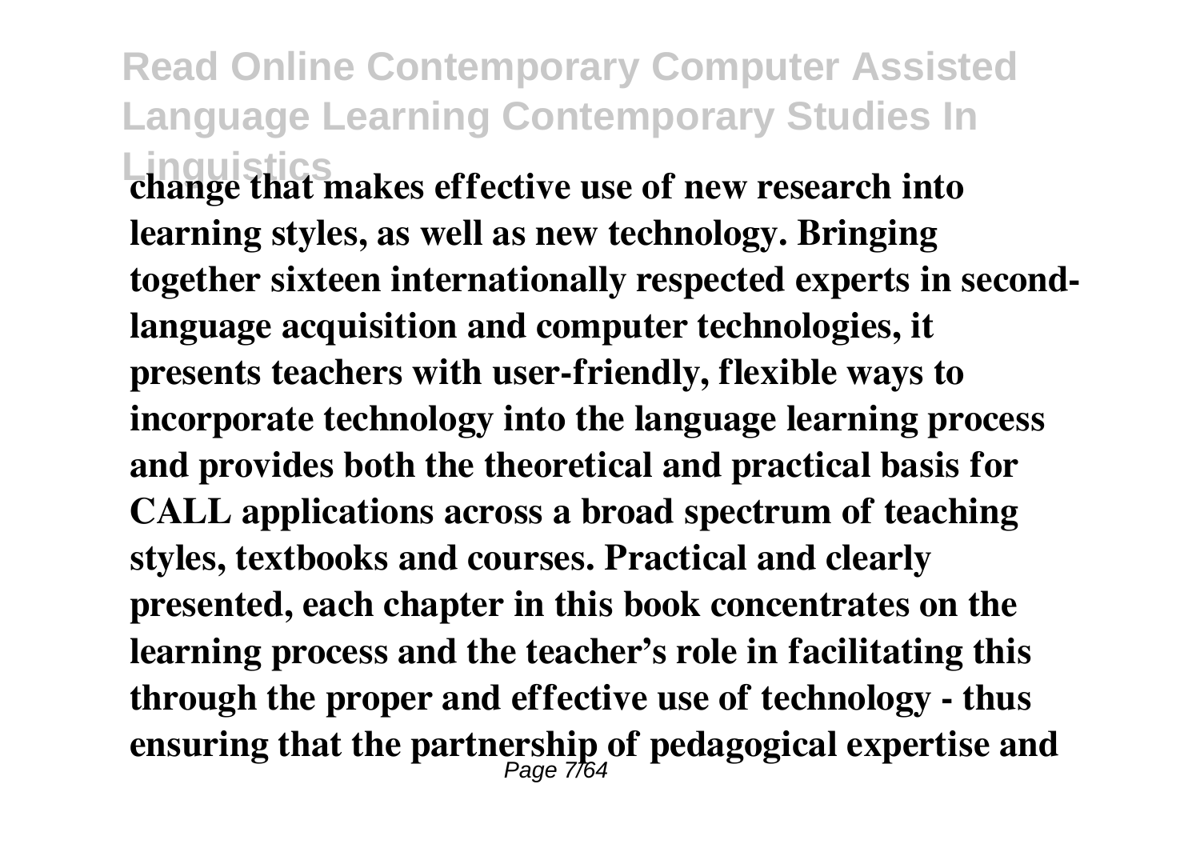**change that makes effective use of new research into learning styles, as well as new technology. Bringing together sixteen internationally respected experts in second-language acquisition and computer technologies, it presents teachers with user-friendly, flexible ways to incorporate technology into the language learning process and provides both the theoretical and practical basis for CALL applications across a broad spectrum of teaching styles, textbooks and courses. Practical and clearly presented, each chapter in this book concentrates on the learning process and the teacher's role in facilitating this through the proper and effective use of technology - thus ensuring that the partnership of pedagogical expertise and**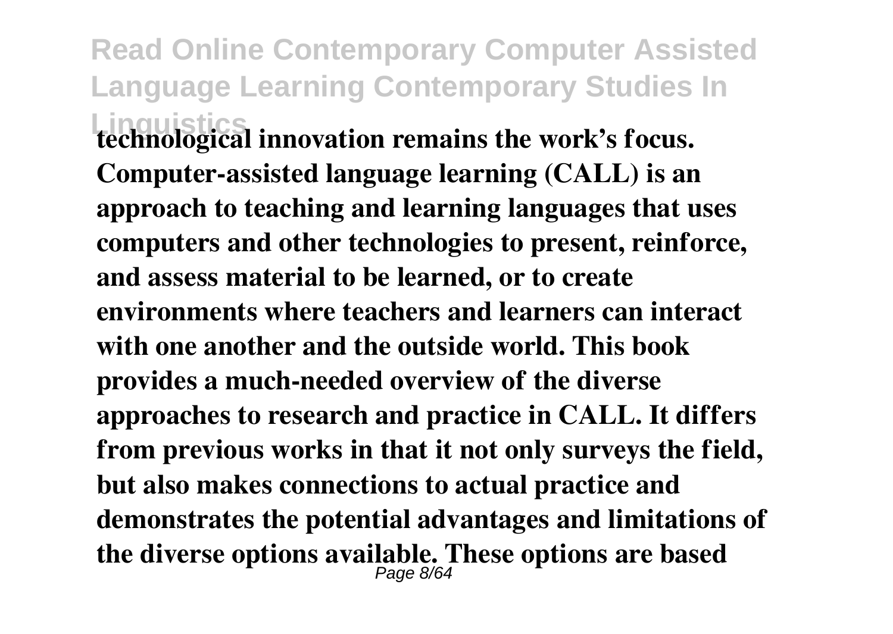technological innovation remains the work's focus. Computer-assisted language learning (CALL) is an approach to teaching and learning languages that uses computers and other technologies to present, reinforce, and assess material to be learned, or to create environments where teachers and learners can interact with one another and the outside world. This book provides a much-needed overview of the diverse approaches to research and practice in CALL. It differs from previous works in that it not only surveys the field, but also makes connections to actual practice and demonstrates the potential advantages and limitations of the diverse options available. These options are based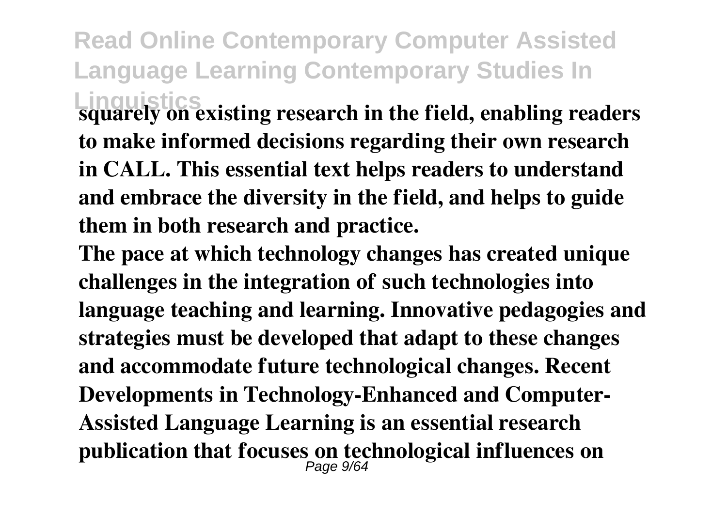**squarely on existing research in the field, enabling readers to make informed decisions regarding their own research in CALL. This essential text helps readers to understand and embrace the diversity in the field, and helps to guide them in both research and practice.**

**The pace at which technology changes has created unique challenges in the integration of such technologies into language teaching and learning. Innovative pedagogies and strategies must be developed that adapt to these changes and accommodate future technological changes. Recent Developments in Technology-Enhanced and Computer-Assisted Language Learning is an essential research publication that focuses on technological influences on**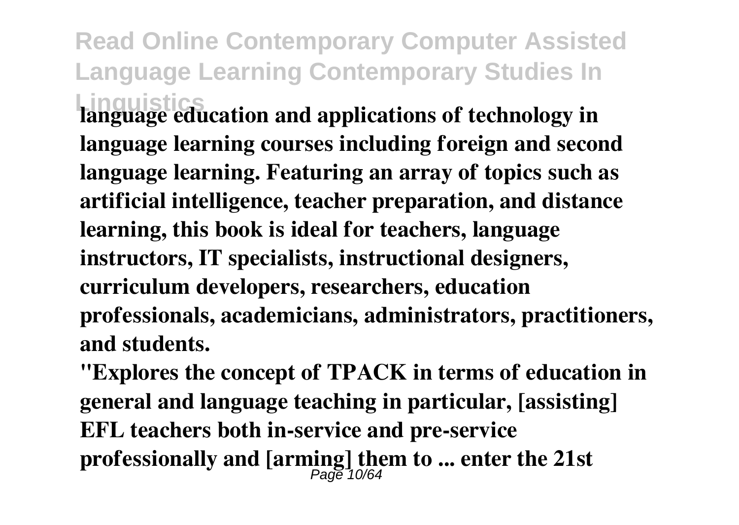**language education and applications of technology in language learning courses including foreign and second language learning. Featuring an array of topics such as artificial intelligence, teacher preparation, and distance learning, this book is ideal for teachers, language instructors, IT specialists, instructional designers, curriculum developers, researchers, education professionals, academicians, administrators, practitioners, and students.**

**"Explores the concept of TPACK in terms of education in general and language teaching in particular, [assisting] EFL teachers both in-service and pre-service professionally and [arming] them to ... enter the 21st**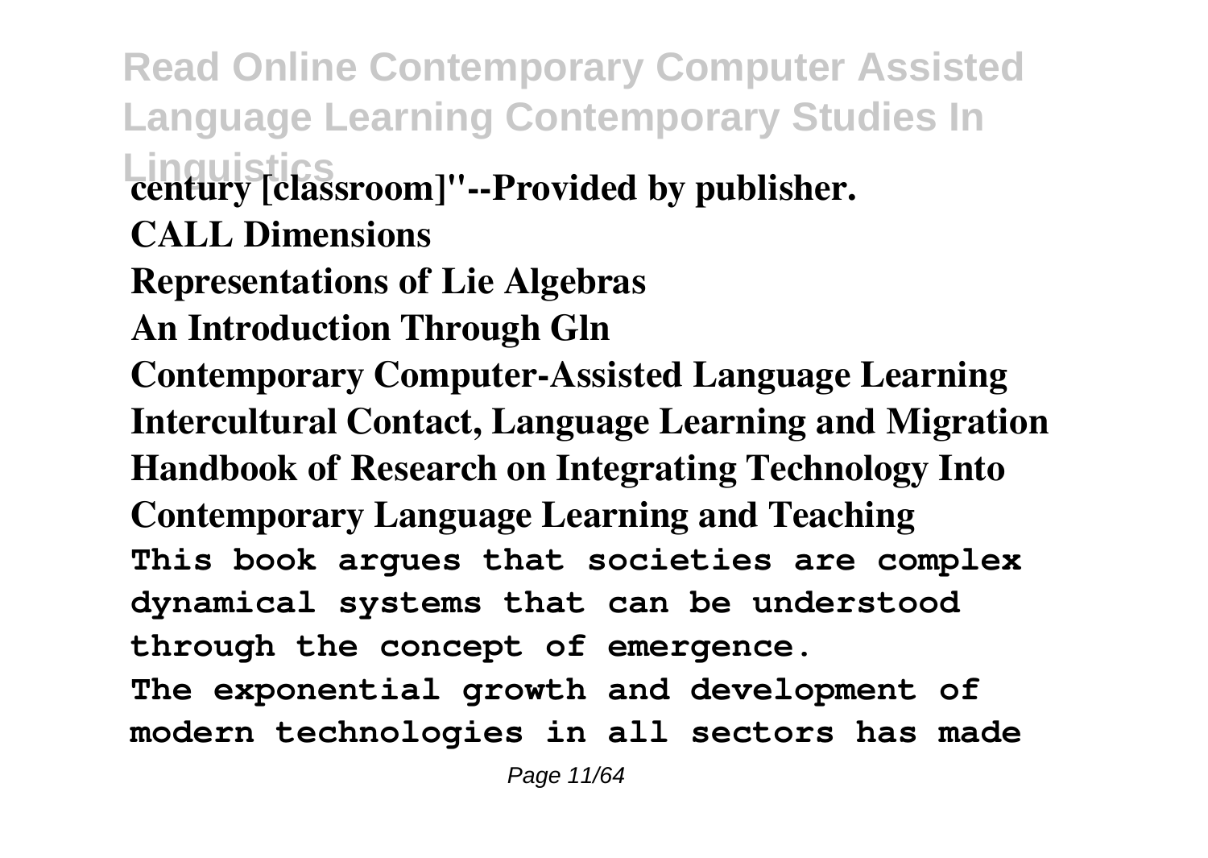century [classroom]"--Provided by publisher.

**CALL Dimensions**

**Representations of Lie Algebras**

**An Introduction Through Gln**

**Contemporary Computer-Assisted Language Learning**

**Intercultural Contact, Language Learning and Migration**

**Handbook of Research on Integrating Technology Into Contemporary Language Learning and Teaching**

This book argues that societies are complex dynamical systems that can be understood through the concept of emergence.

The exponential growth and development of modern technologies in all sectors has made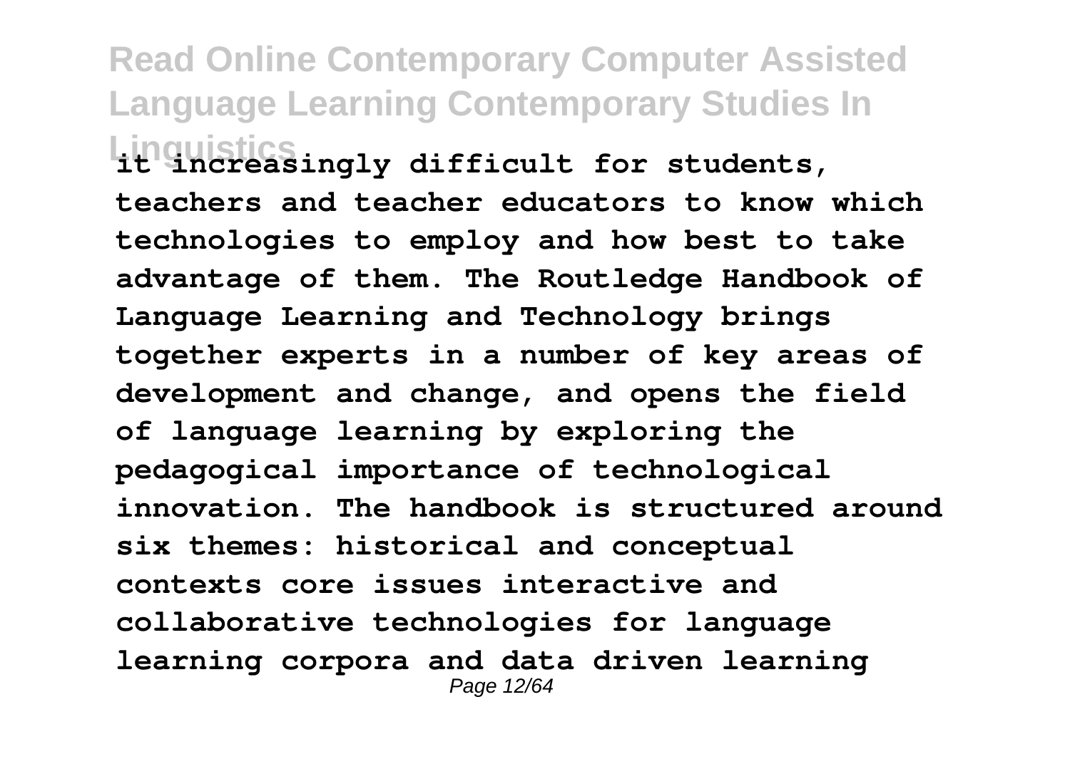it increasingly difficult for students, teachers and teacher educators to know which technologies to employ and how best to take advantage of them. The Routledge Handbook of Language Learning and Technology brings together experts in a number of key areas of development and change, and opens the field of language learning by exploring the pedagogical importance of technological innovation. The handbook is structured around six themes: historical and conceptual contexts core issues interactive and collaborative technologies for language learning corpora and data driven learning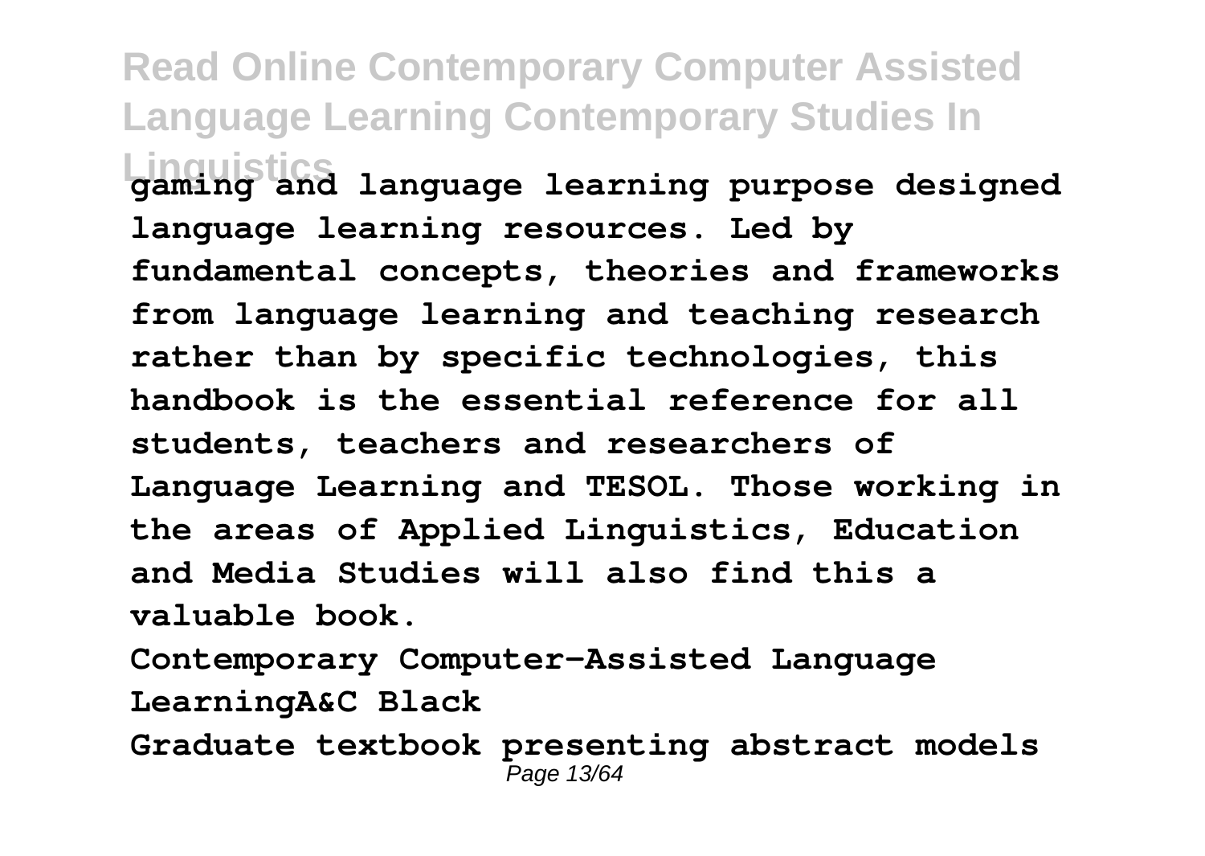**gaming and language learning purpose designed language learning resources. Led by fundamental concepts, theories and frameworks from language learning and teaching research rather than by specific technologies, this handbook is the essential reference for all students, teachers and researchers of Language Learning and TESOL. Those working in the areas of Applied Linguistics, Education and Media Studies will also find this a valuable book.**

**Contemporary Computer-Assisted Language LearningA&C Black**

**Graduate textbook presenting abstract models**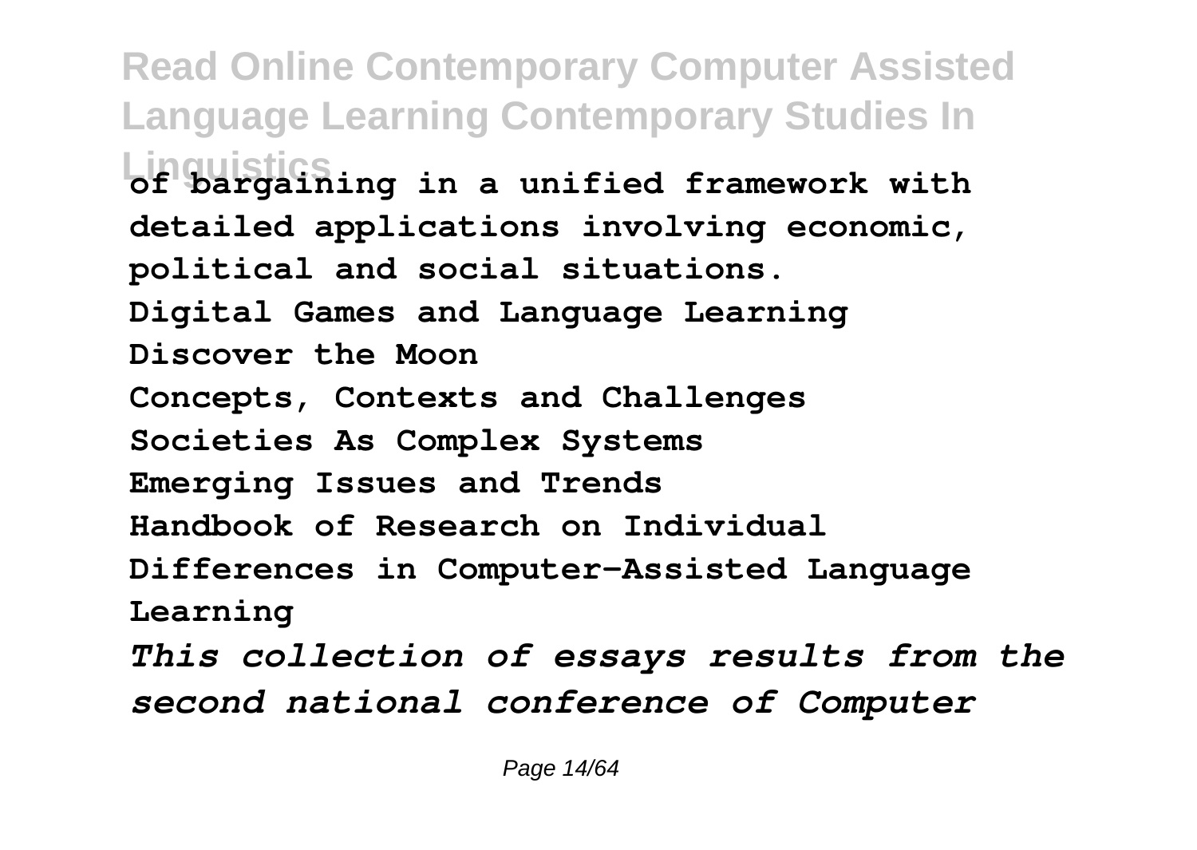**of bargaining in a unified framework with detailed applications involving economic, political and social situations.**

**Digital Games and Language Learning**

**Discover the Moon**

**Concepts, Contexts and Challenges**

**Societies As Complex Systems**

**Emerging Issues and Trends**

**Handbook of Research on Individual Differences in Computer-Assisted Language Learning**

***This collection of essays results from the second national conference of Computer***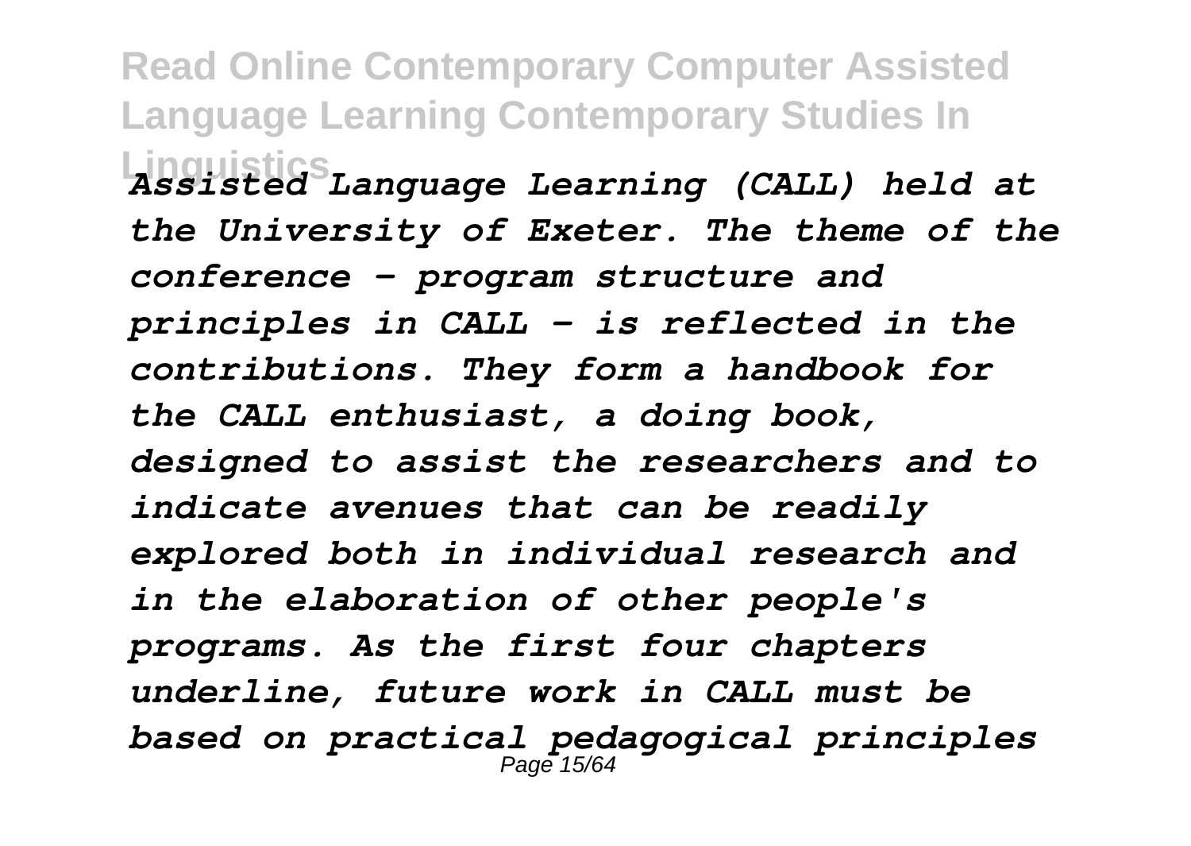*Assisted Language Learning (CALL) held at the University of Exeter. The theme of the conference - program structure and principles in CALL - is reflected in the contributions. They form a handbook for the CALL enthusiast, a doing book, designed to assist the researchers and to indicate avenues that can be readily explored both in individual research and in the elaboration of other people's programs. As the first four chapters underline, future work in CALL must be based on practical pedagogical principles*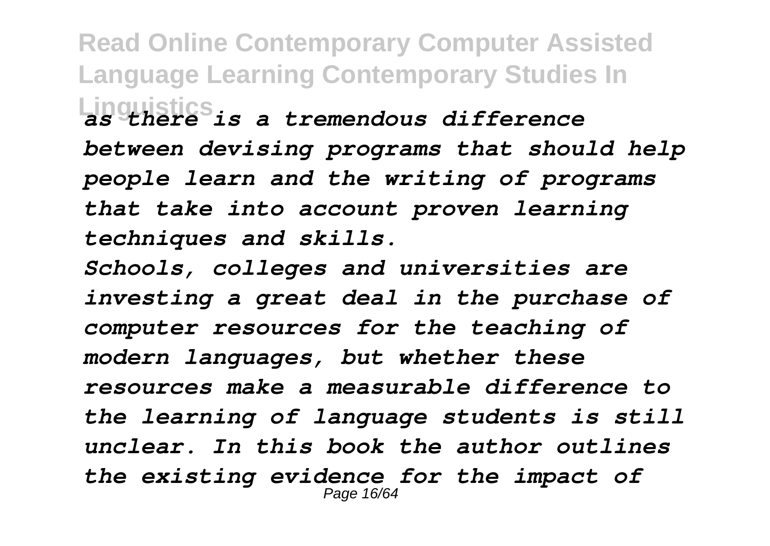*as there is a tremendous difference between devising programs that should help people learn and the writing of programs that take into account proven learning techniques and skills.*

*Schools, colleges and universities are investing a great deal in the purchase of computer resources for the teaching of modern languages, but whether these resources make a measurable difference to the learning of language students is still unclear. In this book the author outlines the existing evidence for the impact of*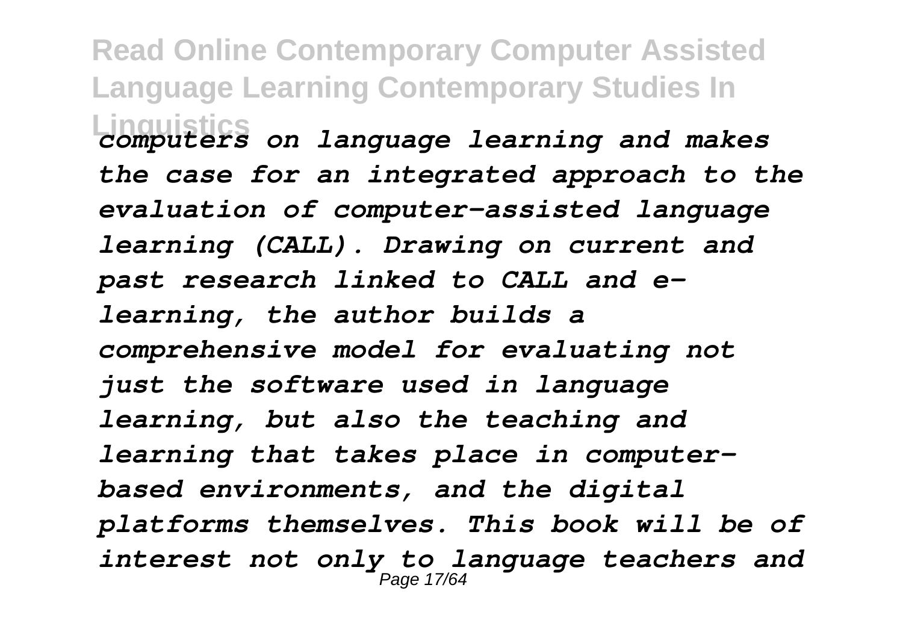*computers on language learning and makes the case for an integrated approach to the evaluation of computer-assisted language learning (CALL). Drawing on current and past research linked to CALL and e-learning, the author builds a comprehensive model for evaluating not just the software used in language learning, but also the teaching and learning that takes place in computer-based environments, and the digital platforms themselves. This book will be of interest not only to language teachers and*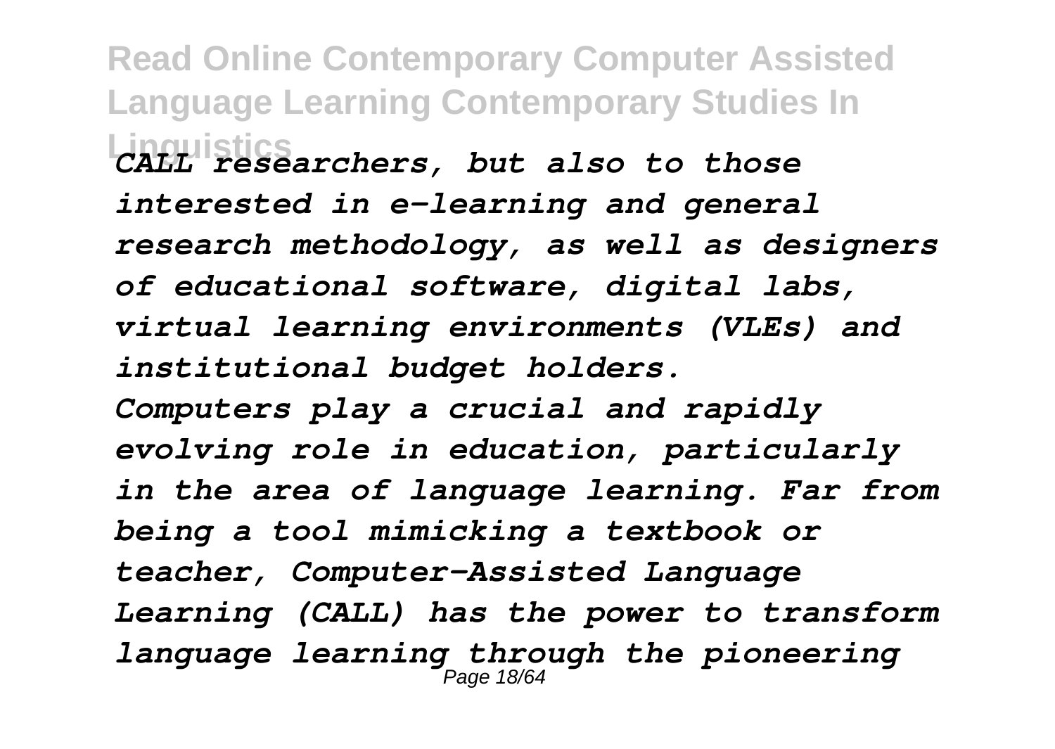*CALL researchers, but also to those interested in e-learning and general research methodology, as well as designers of educational software, digital labs, virtual learning environments (VLEs) and institutional budget holders.*

*Computers play a crucial and rapidly evolving role in education, particularly in the area of language learning. Far from being a tool mimicking a textbook or teacher, Computer-Assisted Language Learning (CALL) has the power to transform language learning through the pioneering*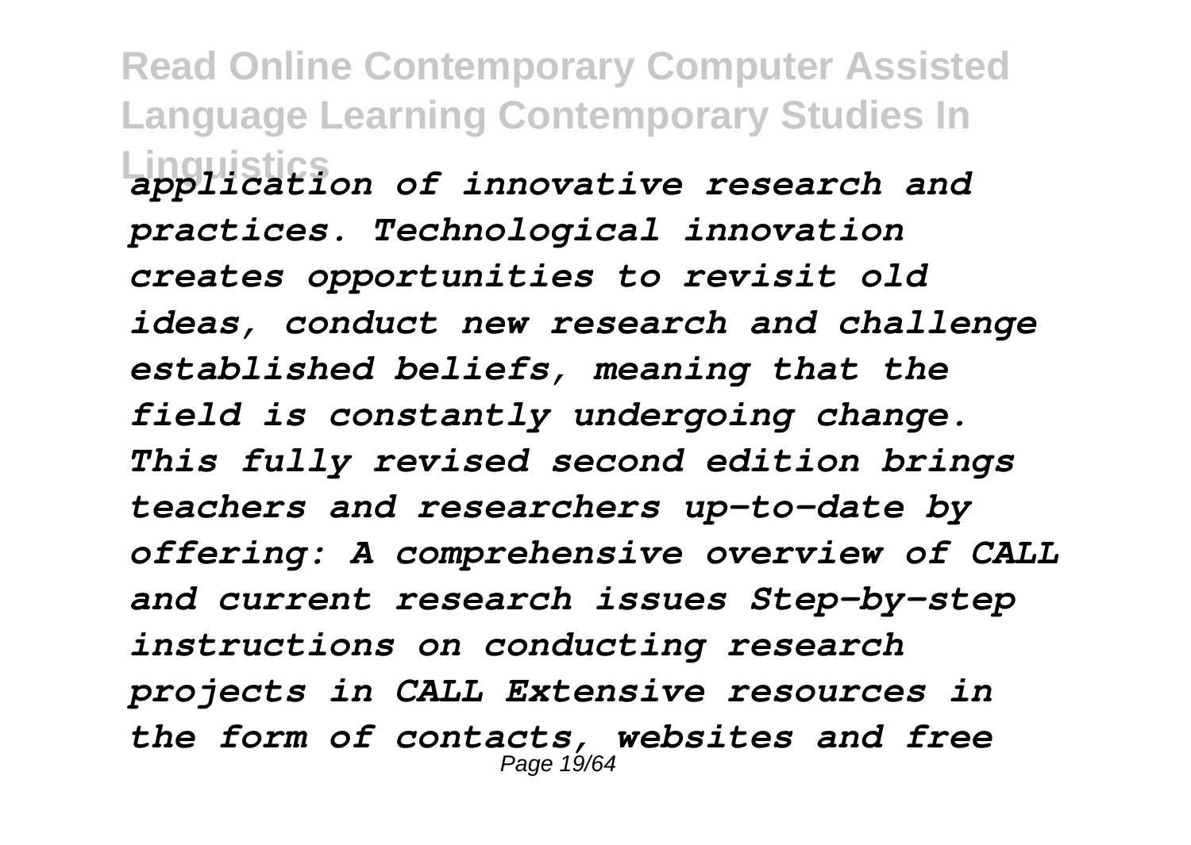*application of innovative research and practices. Technological innovation creates opportunities to revisit old ideas, conduct new research and challenge established beliefs, meaning that the field is constantly undergoing change. This fully revised second edition brings teachers and researchers up-to-date by offering: A comprehensive overview of CALL and current research issues Step-by-step instructions on conducting research projects in CALL Extensive resources in the form of contacts, websites and free*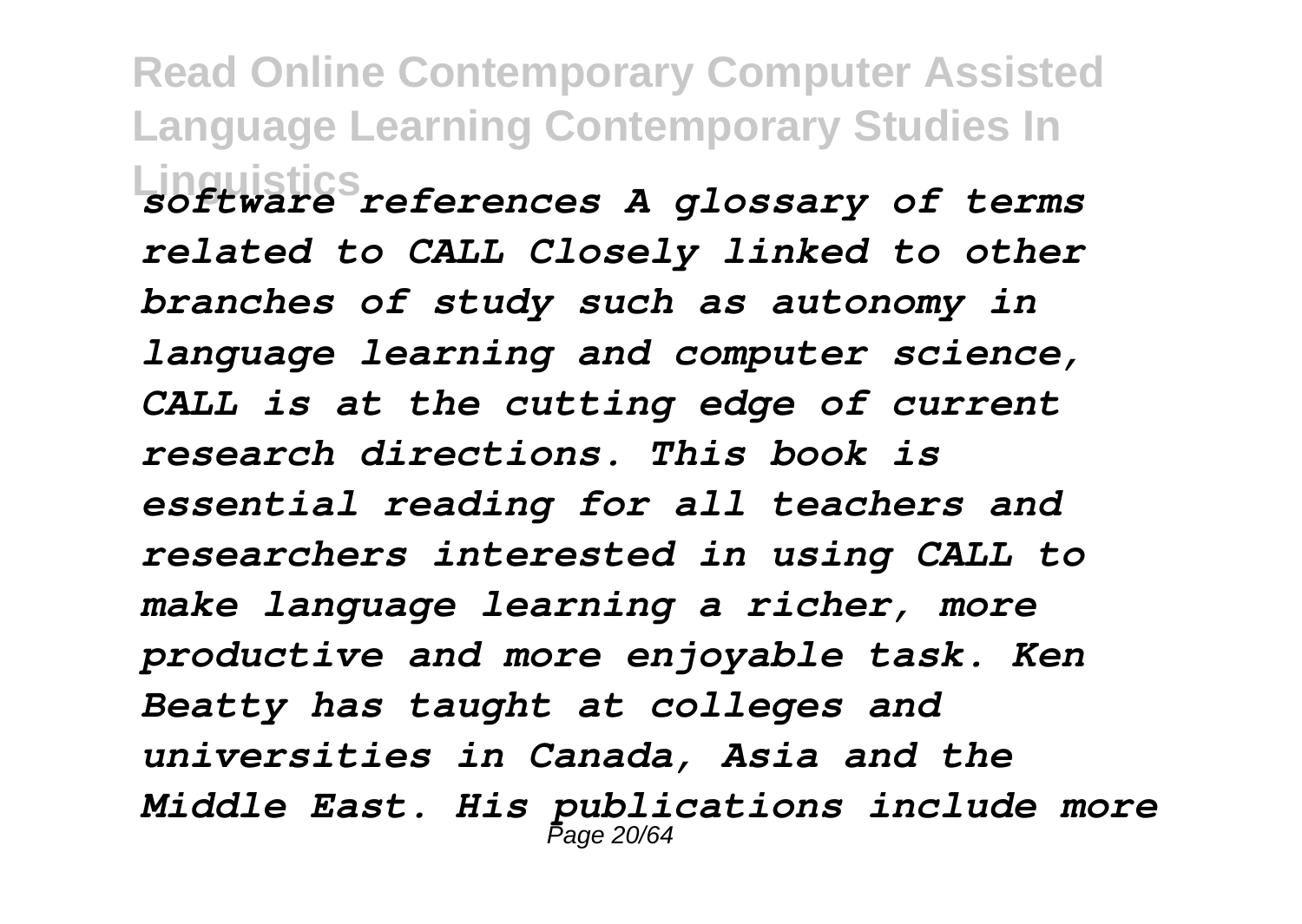*software references A glossary of terms related to CALL Closely linked to other branches of study such as autonomy in language learning and computer science, CALL is at the cutting edge of current research directions. This book is essential reading for all teachers and researchers interested in using CALL to make language learning a richer, more productive and more enjoyable task. Ken Beatty has taught at colleges and universities in Canada, Asia and the Middle East. His publications include more*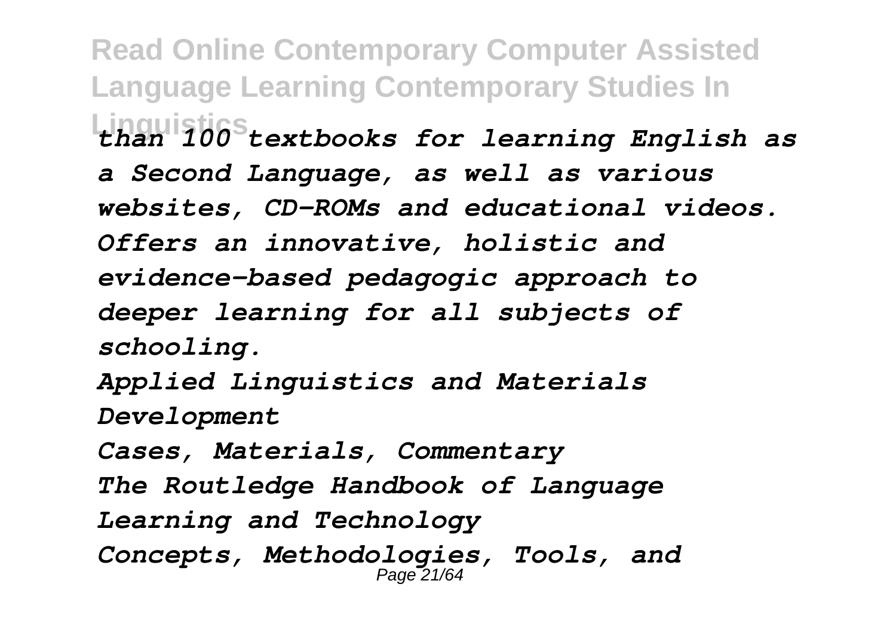*than 100 textbooks for learning English as a Second Language, as well as various websites, CD-ROMs and educational videos. Offers an innovative, holistic and evidence-based pedagogic approach to deeper learning for all subjects of schooling.*

*Applied Linguistics and Materials Development*

*Cases, Materials, Commentary*

*The Routledge Handbook of Language Learning and Technology*

*Concepts, Methodologies, Tools, and*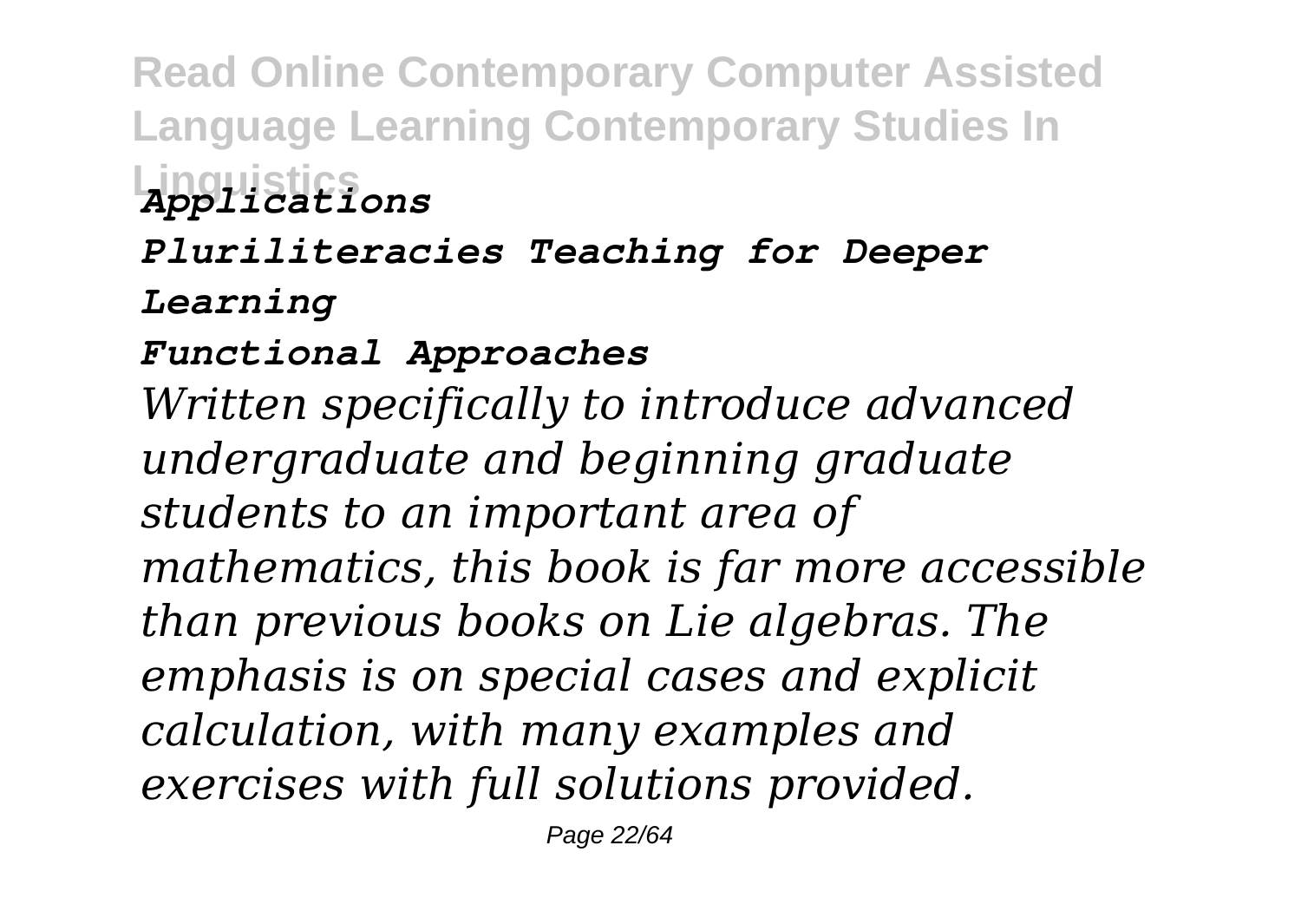*Applications*

*Pluriliteracies Teaching for Deeper Learning*

*Functional Approaches*

*Written specifically to introduce advanced undergraduate and beginning graduate students to an important area of mathematics, this book is far more accessible than previous books on Lie algebras. The emphasis is on special cases and explicit calculation, with many examples and exercises with full solutions provided.*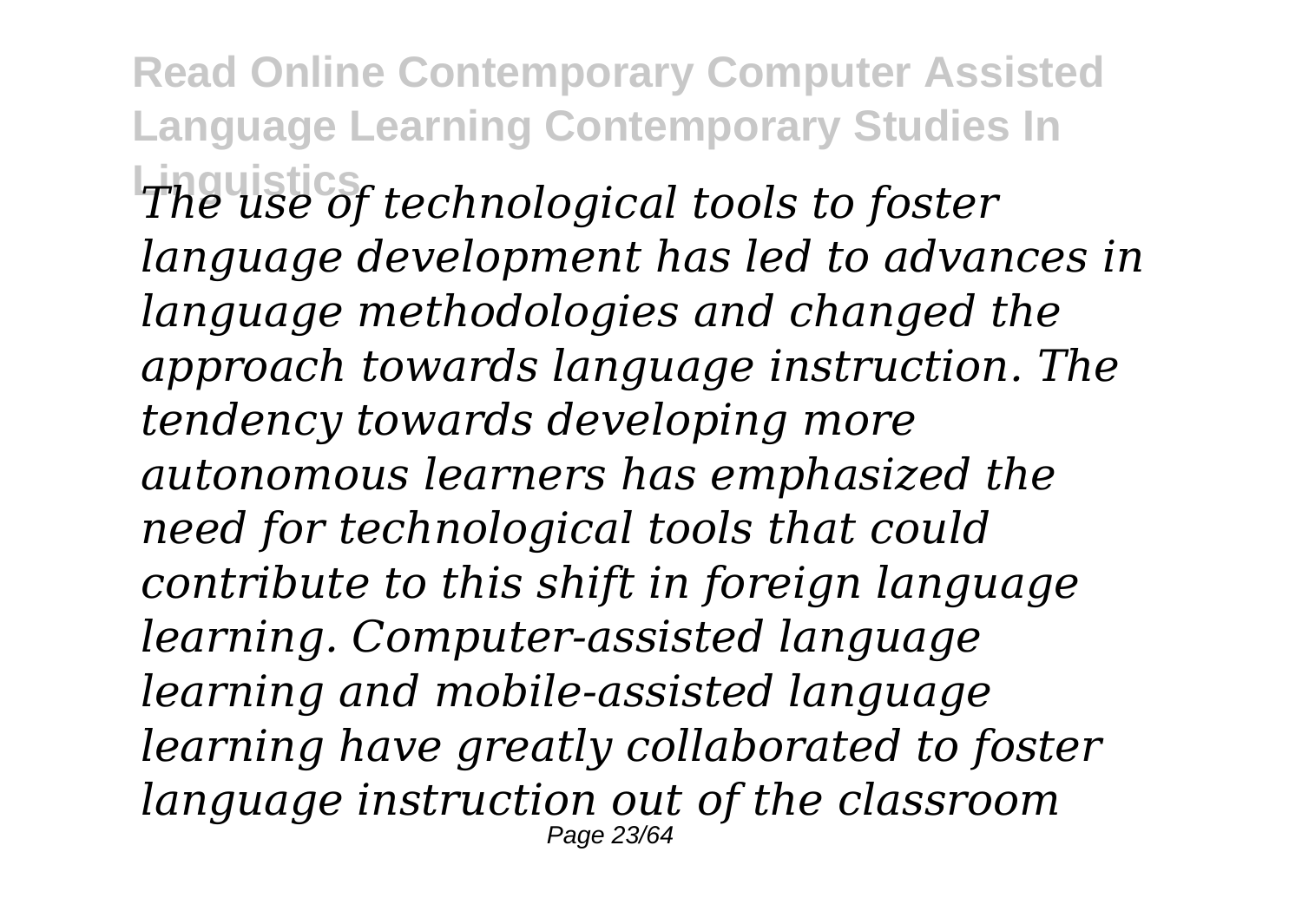*The use of technological tools to foster language development has led to advances in language methodologies and changed the approach towards language instruction. The tendency towards developing more autonomous learners has emphasized the need for technological tools that could contribute to this shift in foreign language learning. Computer-assisted language learning and mobile-assisted language learning have greatly collaborated to foster language instruction out of the classroom*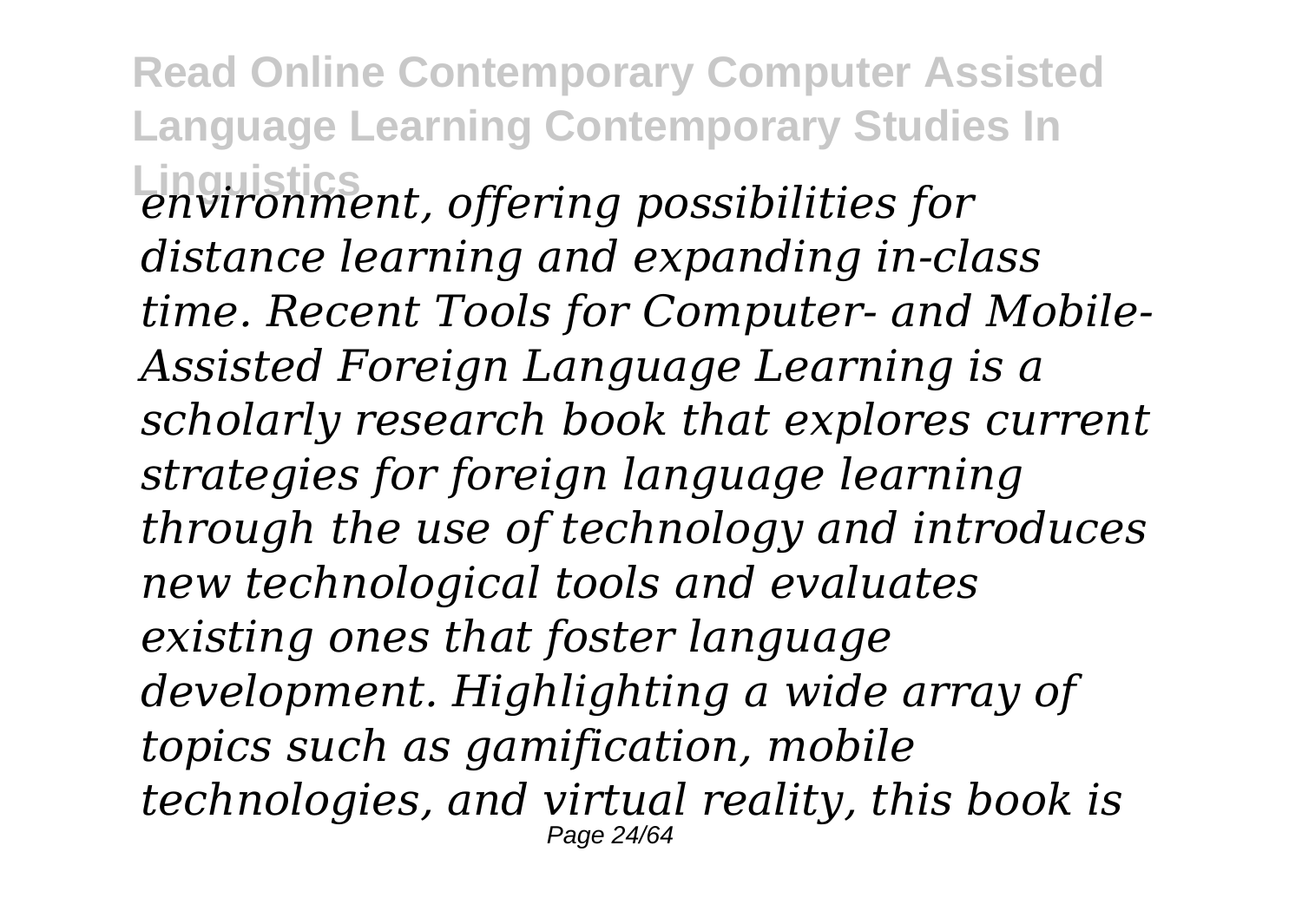*environment, offering possibilities for distance learning and expanding in-class time. Recent Tools for Computer- and Mobile-Assisted Foreign Language Learning is a scholarly research book that explores current strategies for foreign language learning through the use of technology and introduces new technological tools and evaluates existing ones that foster language development. Highlighting a wide array of topics such as gamification, mobile technologies, and virtual reality, this book is*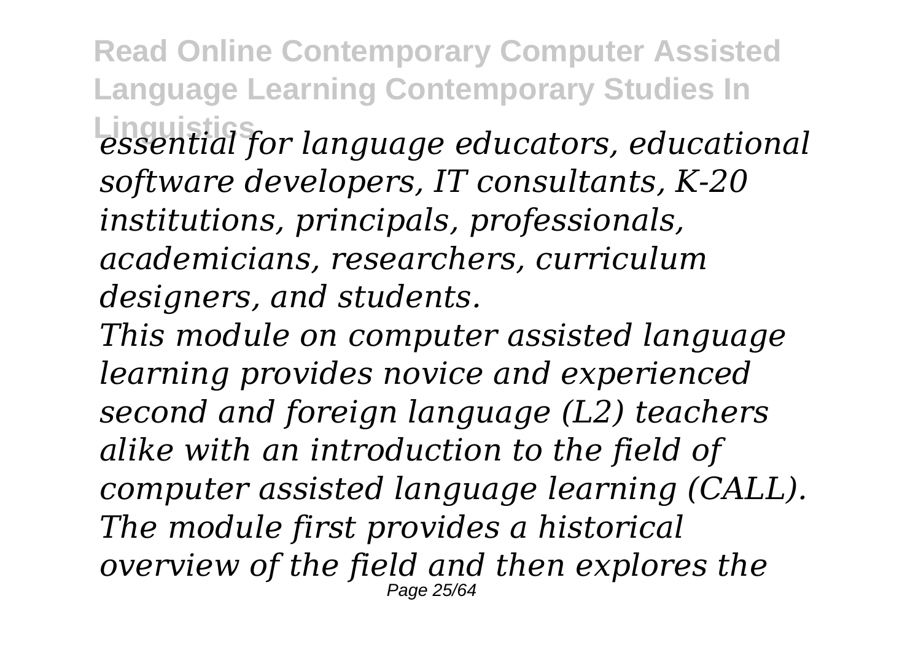*essential for language educators, educational software developers, IT consultants, K-20 institutions, principals, professionals, academicians, researchers, curriculum designers, and students.*

*This module on computer assisted language learning provides novice and experienced second and foreign language (L2) teachers alike with an introduction to the field of computer assisted language learning (CALL). The module first provides a historical overview of the field and then explores the*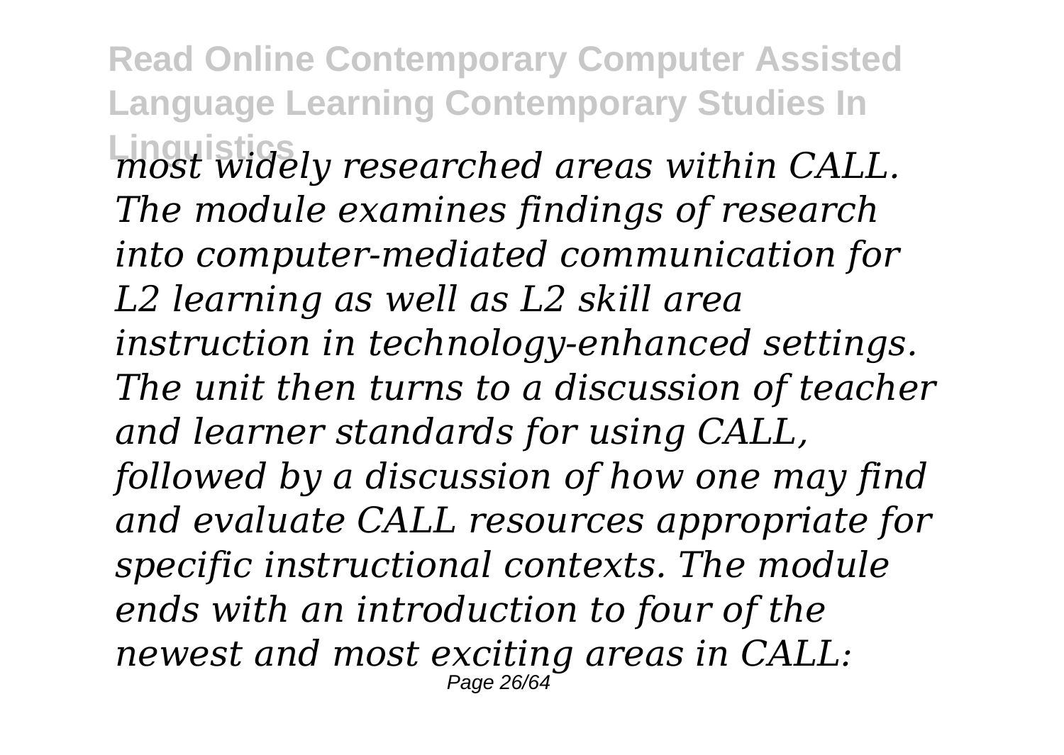*most widely researched areas within CALL. The module examines findings of research into computer-mediated communication for L2 learning as well as L2 skill area instruction in technology-enhanced settings. The unit then turns to a discussion of teacher and learner standards for using CALL, followed by a discussion of how one may find and evaluate CALL resources appropriate for specific instructional contexts. The module ends with an introduction to four of the newest and most exciting areas in CALL:*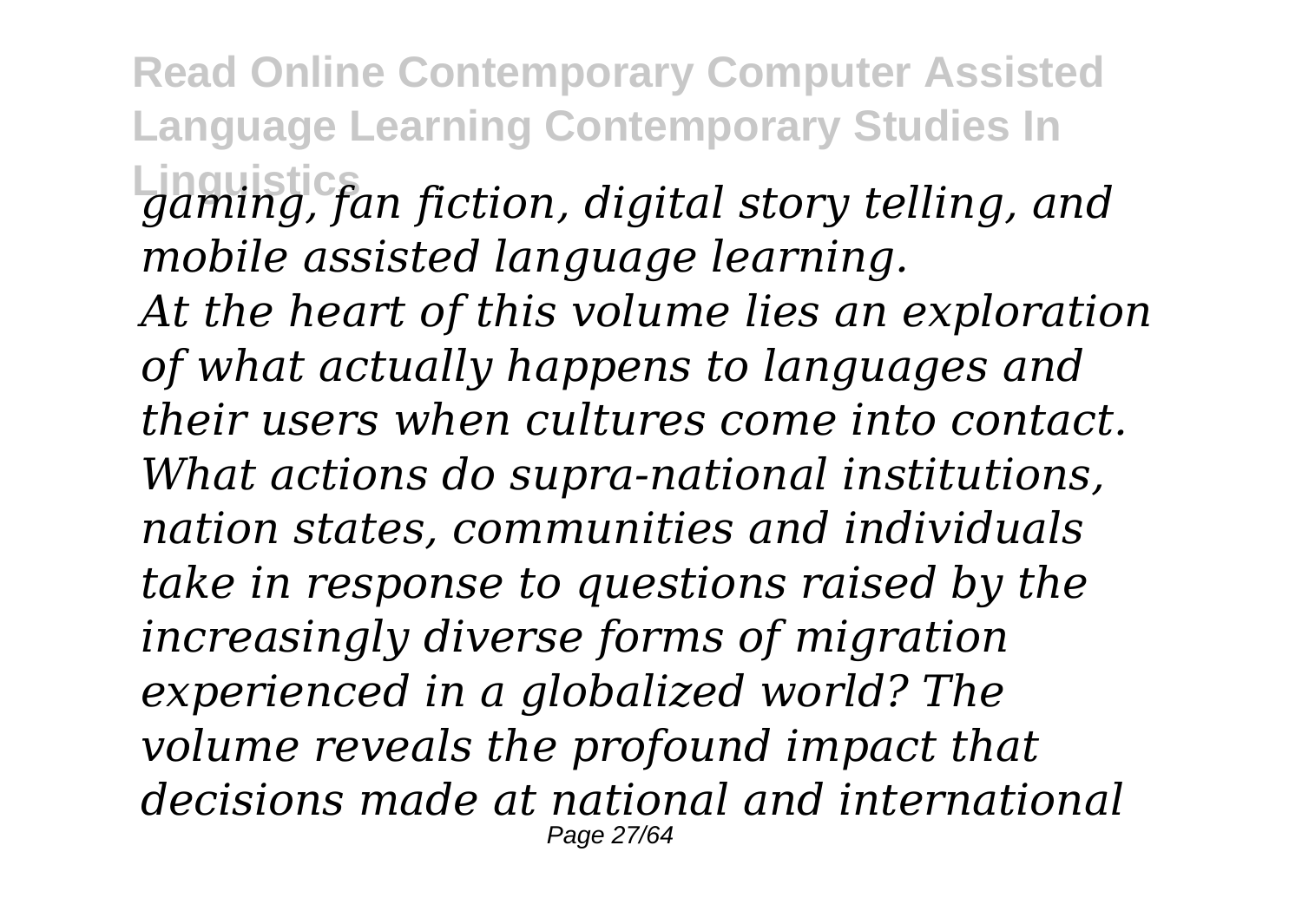*gaming, fan fiction, digital story telling, and mobile assisted language learning.*

*At the heart of this volume lies an exploration of what actually happens to languages and their users when cultures come into contact. What actions do supra-national institutions, nation states, communities and individuals take in response to questions raised by the increasingly diverse forms of migration experienced in a globalized world? The volume reveals the profound impact that decisions made at national and international*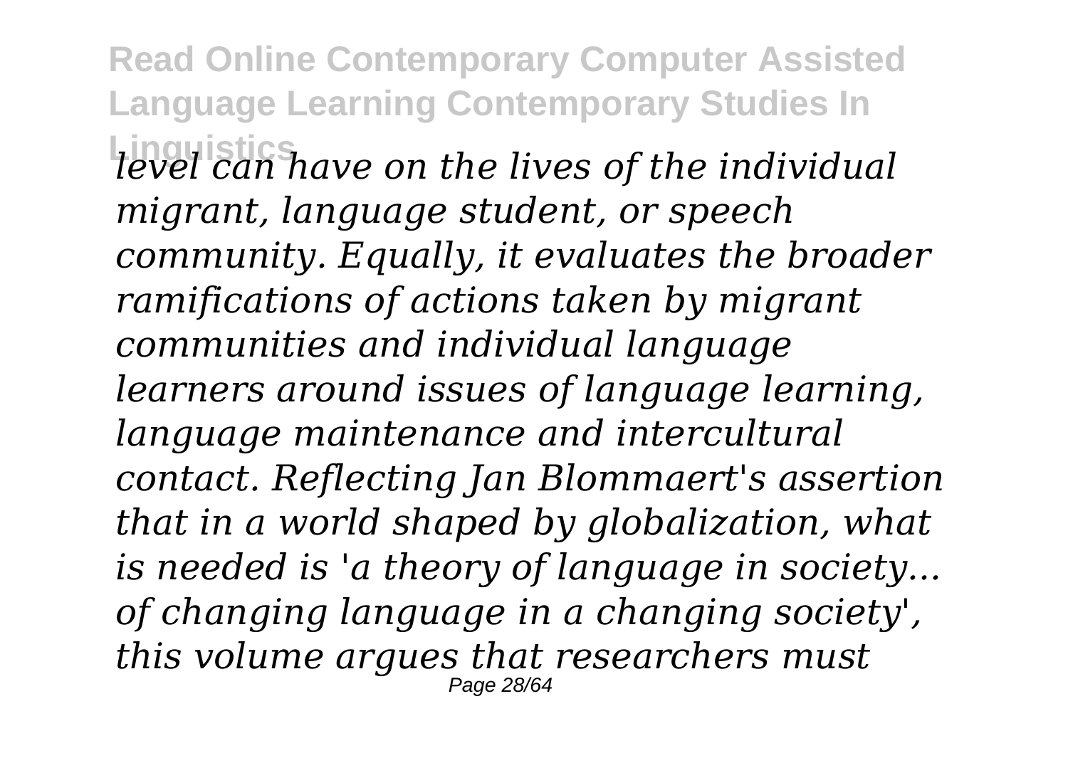*level can have on the lives of the individual migrant, language student, or speech community. Equally, it evaluates the broader ramifications of actions taken by migrant communities and individual language learners around issues of language learning, language maintenance and intercultural contact. Reflecting Jan Blommaert's assertion that in a world shaped by globalization, what is needed is 'a theory of language in society... of changing language in a changing society', this volume argues that researchers must*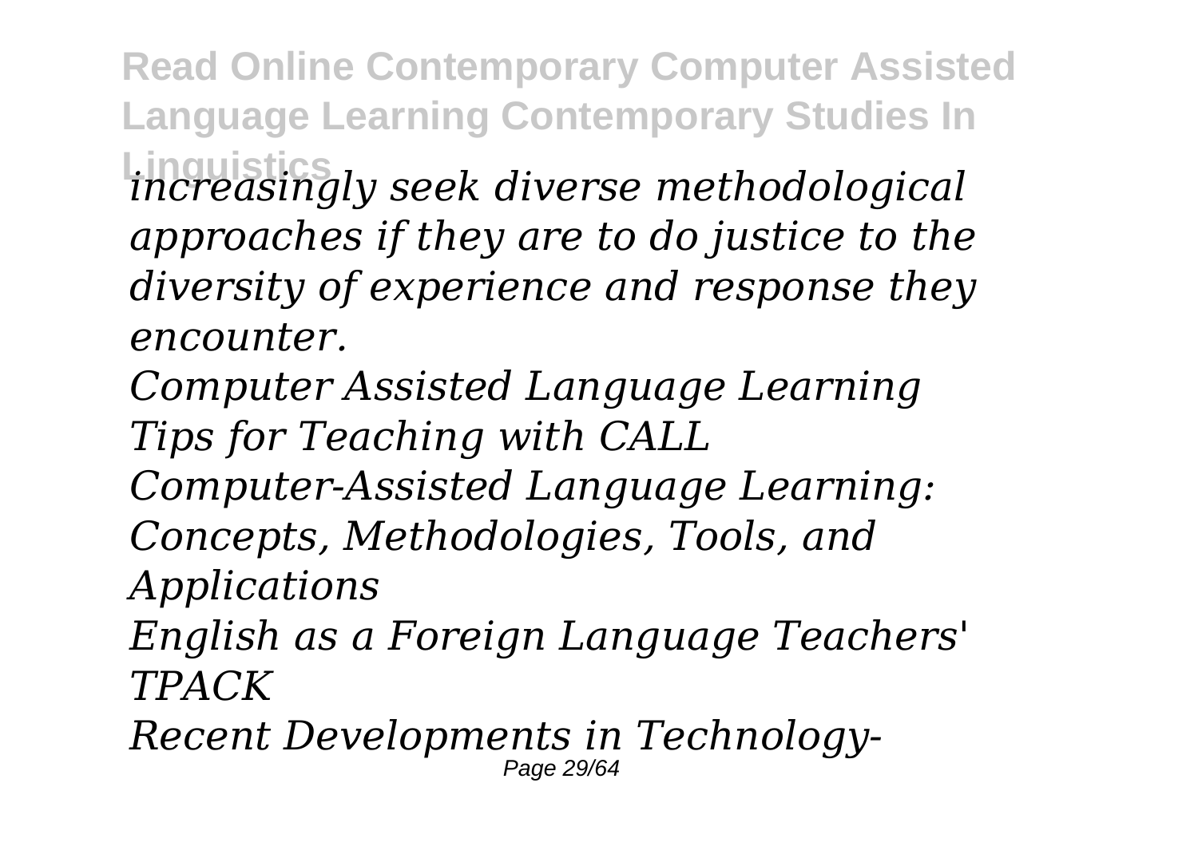*increasingly seek diverse methodological approaches if they are to do justice to the diversity of experience and response they encounter.*

*Computer Assisted Language Learning*

*Tips for Teaching with CALL*

*Computer-Assisted Language Learning: Concepts, Methodologies, Tools, and Applications*

*English as a Foreign Language Teachers' TPACK*

*Recent Developments in Technology-*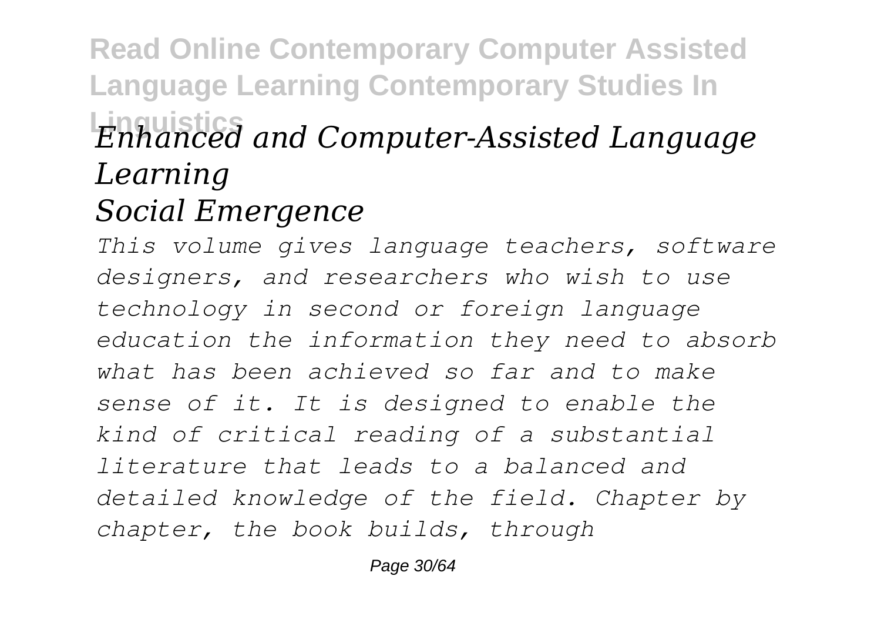*Enhanced and Computer-Assisted Language Learning*

*Social Emergence*

*This volume gives language teachers, software designers, and researchers who wish to use technology in second or foreign language education the information they need to absorb what has been achieved so far and to make sense of it. It is designed to enable the kind of critical reading of a substantial literature that leads to a balanced and detailed knowledge of the field. Chapter by chapter, the book builds, through*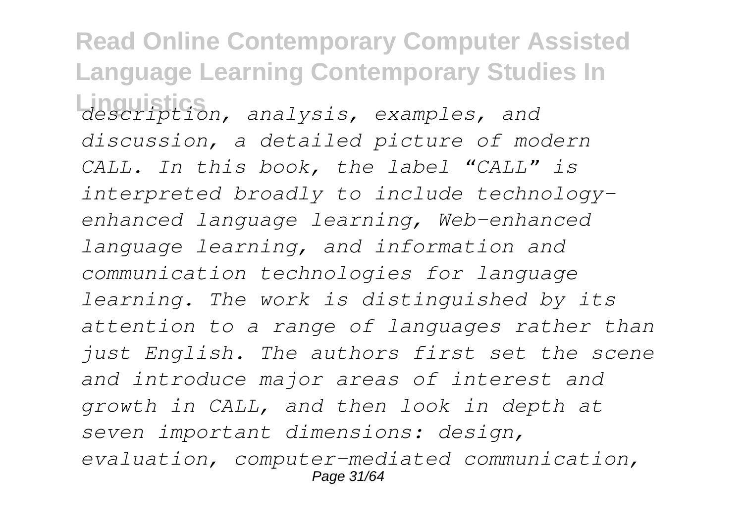*description, analysis, examples, and discussion, a detailed picture of modern CALL. In this book, the label “CALL” is interpreted broadly to include technology-enhanced language learning, Web-enhanced language learning, and information and communication technologies for language learning. The work is distinguished by its attention to a range of languages rather than just English. The authors first set the scene and introduce major areas of interest and growth in CALL, and then look in depth at seven important dimensions: design, evaluation, computer-mediated communication,*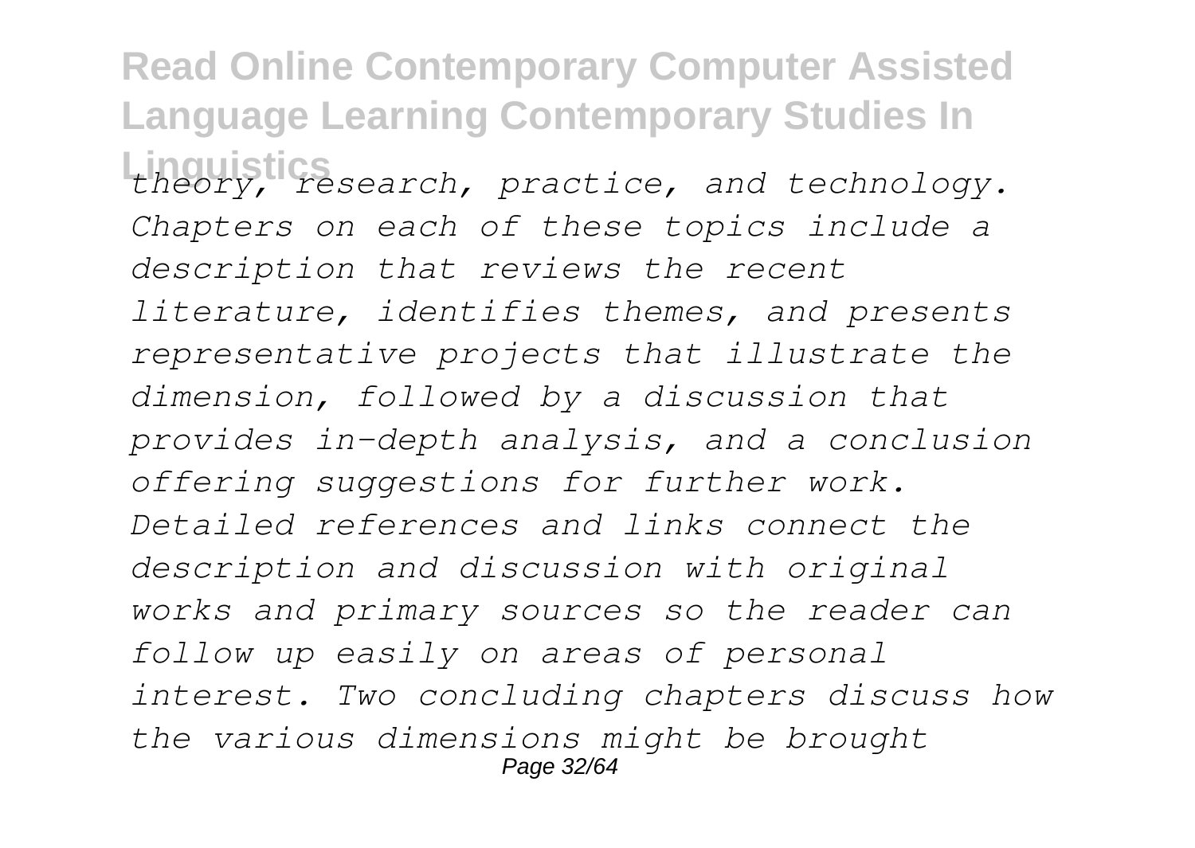*theory, research, practice, and technology. Chapters on each of these topics include a description that reviews the recent literature, identifies themes, and presents representative projects that illustrate the dimension, followed by a discussion that provides in-depth analysis, and a conclusion offering suggestions for further work. Detailed references and links connect the description and discussion with original works and primary sources so the reader can follow up easily on areas of personal interest. Two concluding chapters discuss how the various dimensions might be brought*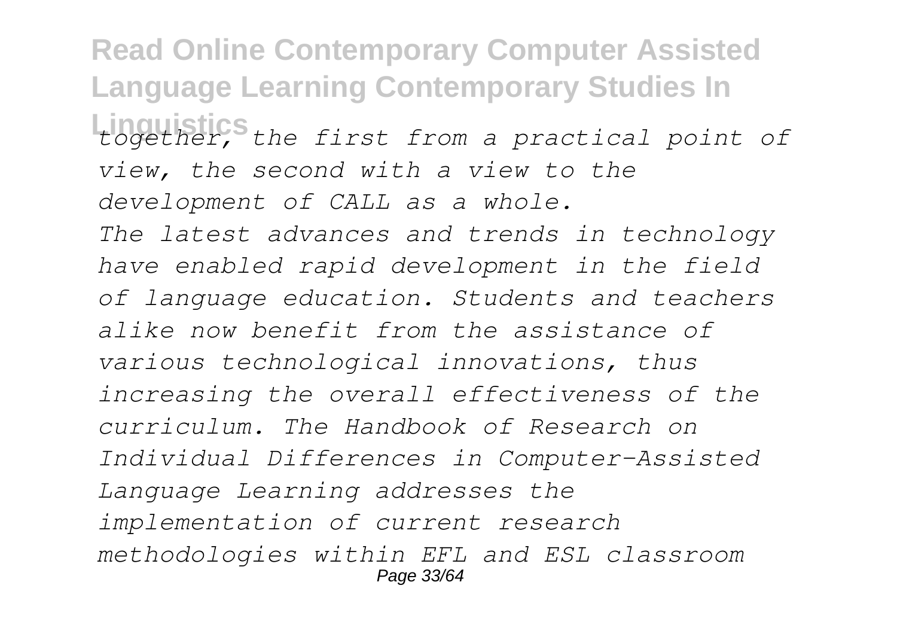*together, the first from a practical point of view, the second with a view to the development of CALL as a whole.*

*The latest advances and trends in technology have enabled rapid development in the field of language education. Students and teachers alike now benefit from the assistance of various technological innovations, thus increasing the overall effectiveness of the curriculum. The Handbook of Research on Individual Differences in Computer-Assisted Language Learning addresses the implementation of current research methodologies within EFL and ESL classroom*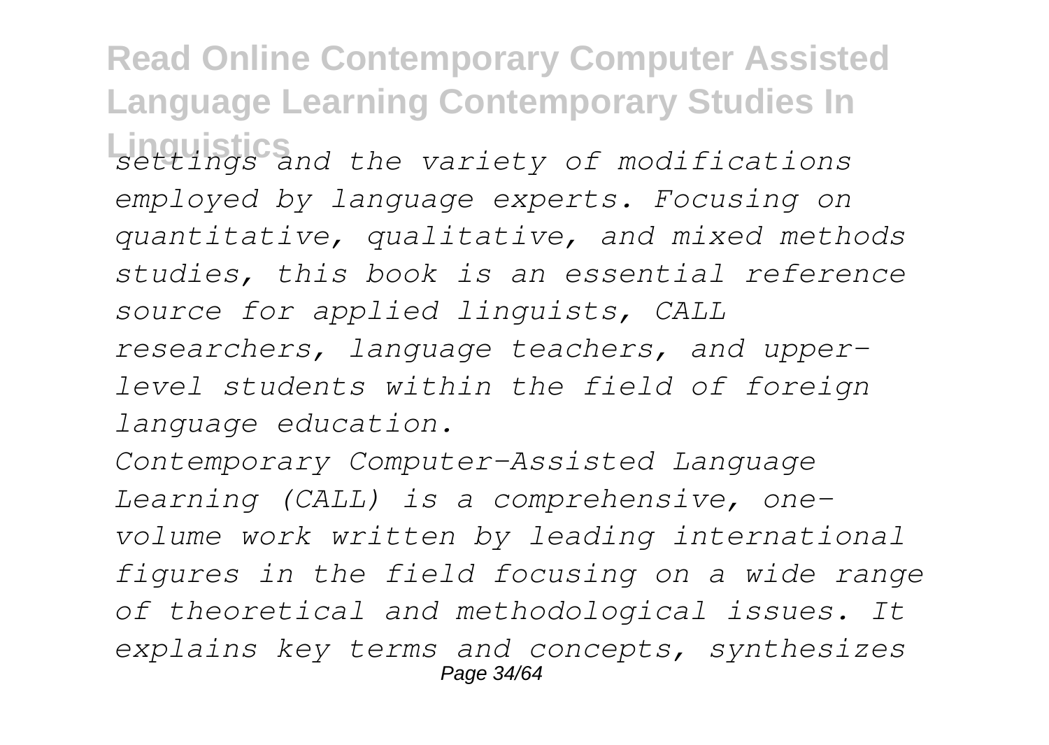*settings and the variety of modifications employed by language experts. Focusing on quantitative, qualitative, and mixed methods studies, this book is an essential reference source for applied linguists, CALL researchers, language teachers, and upper-level students within the field of foreign language education.*

*Contemporary Computer-Assisted Language Learning (CALL) is a comprehensive, one-volume work written by leading international figures in the field focusing on a wide range of theoretical and methodological issues. It explains key terms and concepts, synthesizes*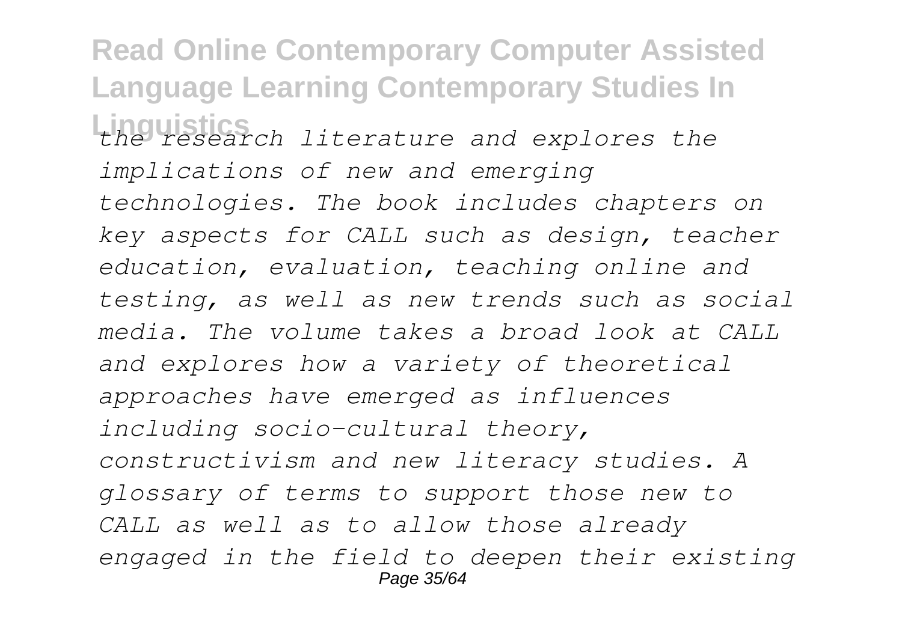*the research literature and explores the implications of new and emerging technologies. The book includes chapters on key aspects for CALL such as design, teacher education, evaluation, teaching online and testing, as well as new trends such as social media. The volume takes a broad look at CALL and explores how a variety of theoretical approaches have emerged as influences including socio-cultural theory, constructivism and new literacy studies. A glossary of terms to support those new to CALL as well as to allow those already engaged in the field to deepen their existing*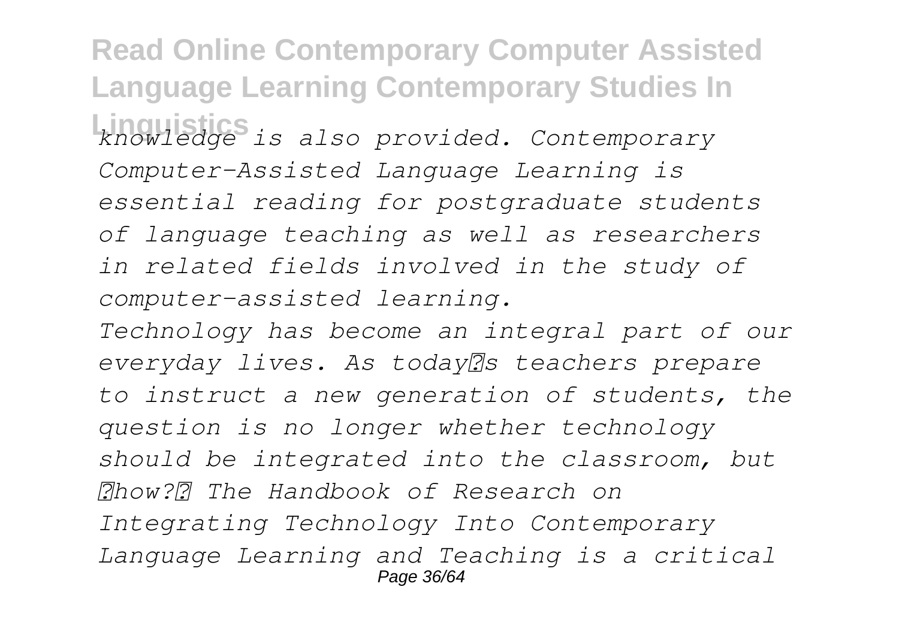*knowledge is also provided. Contemporary Computer-Assisted Language Learning is essential reading for postgraduate students of language teaching as well as researchers in related fields involved in the study of computer-assisted learning.*

*Technology has become an integral part of our everyday lives. As today�s teachers prepare to instruct a new generation of students, the question is no longer whether technology should be integrated into the classroom, but �how?� The Handbook of Research on Integrating Technology Into Contemporary Language Learning and Teaching is a critical*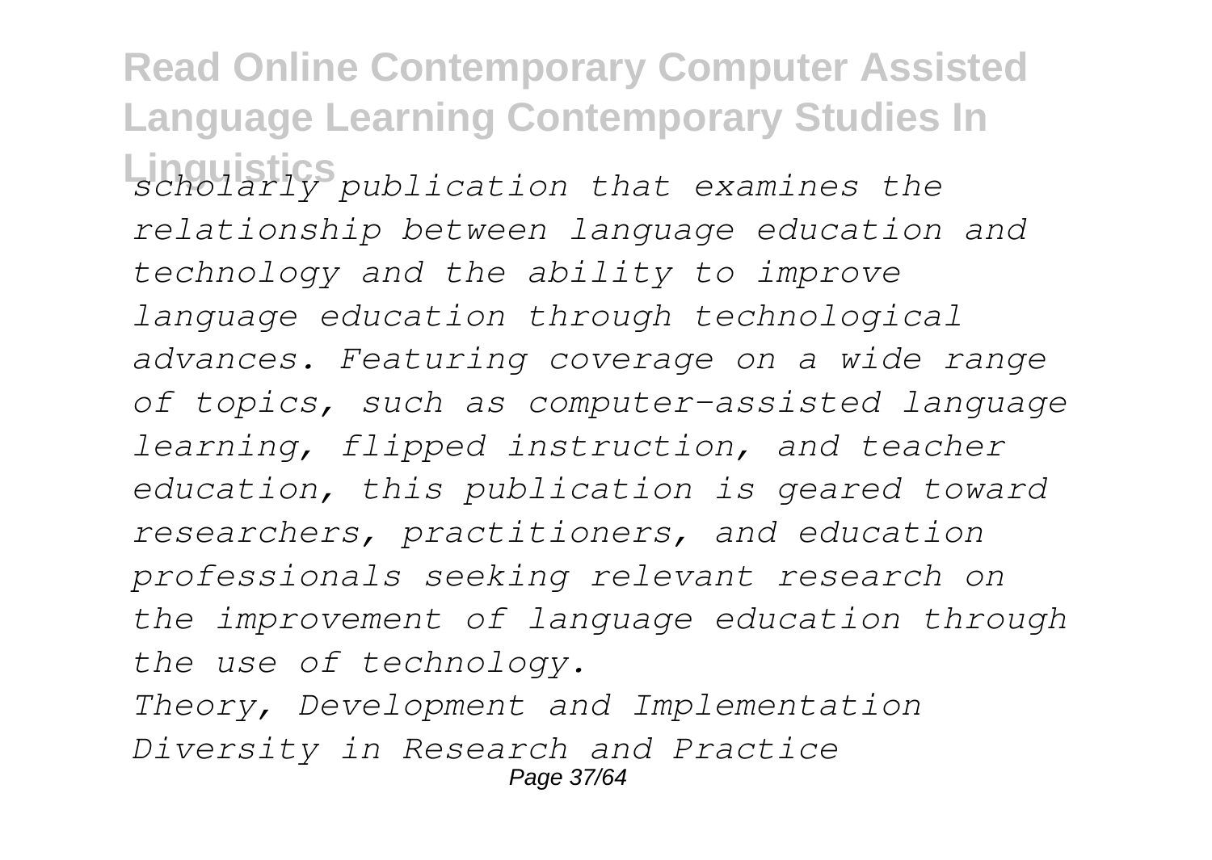*scholarly publication that examines the relationship between language education and technology and the ability to improve language education through technological advances. Featuring coverage on a wide range of topics, such as computer-assisted language learning, flipped instruction, and teacher education, this publication is geared toward researchers, practitioners, and education professionals seeking relevant research on the improvement of language education through the use of technology.*

*Theory, Development and Implementation*

*Diversity in Research and Practice*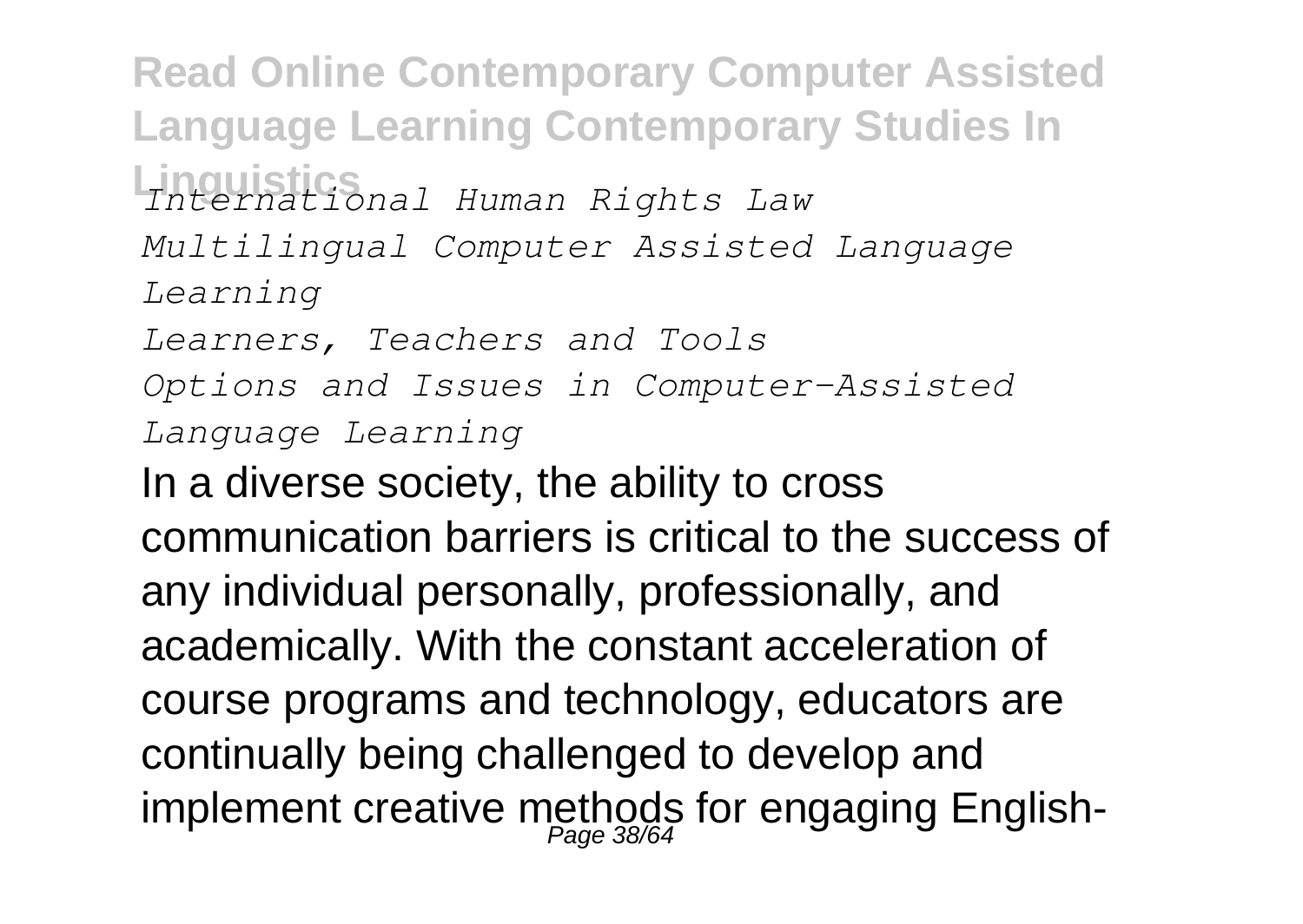*International Human Rights Law*

*Multilingual Computer Assisted Language Learning*

*Learners, Teachers and Tools*

*Options and Issues in Computer-Assisted Language Learning*

In a diverse society, the ability to cross communication barriers is critical to the success of any individual personally, professionally, and academically. With the constant acceleration of course programs and technology, educators are continually being challenged to develop and implement creative methods for engaging English-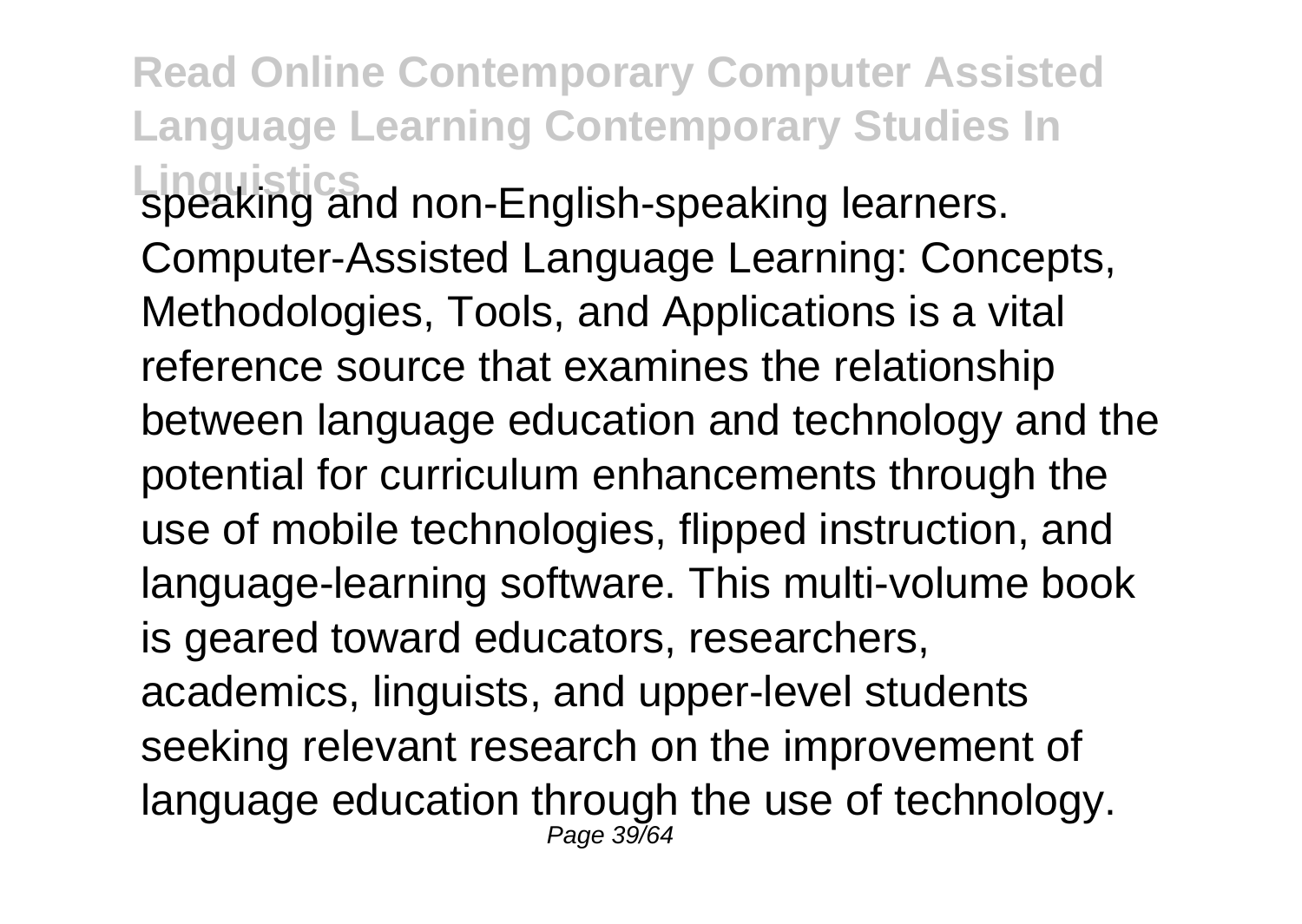speaking and non-English-speaking learners. Computer-Assisted Language Learning: Concepts, Methodologies, Tools, and Applications is a vital reference source that examines the relationship between language education and technology and the potential for curriculum enhancements through the use of mobile technologies, flipped instruction, and language-learning software. This multi-volume book is geared toward educators, researchers, academics, linguists, and upper-level students seeking relevant research on the improvement of language education through the use of technology.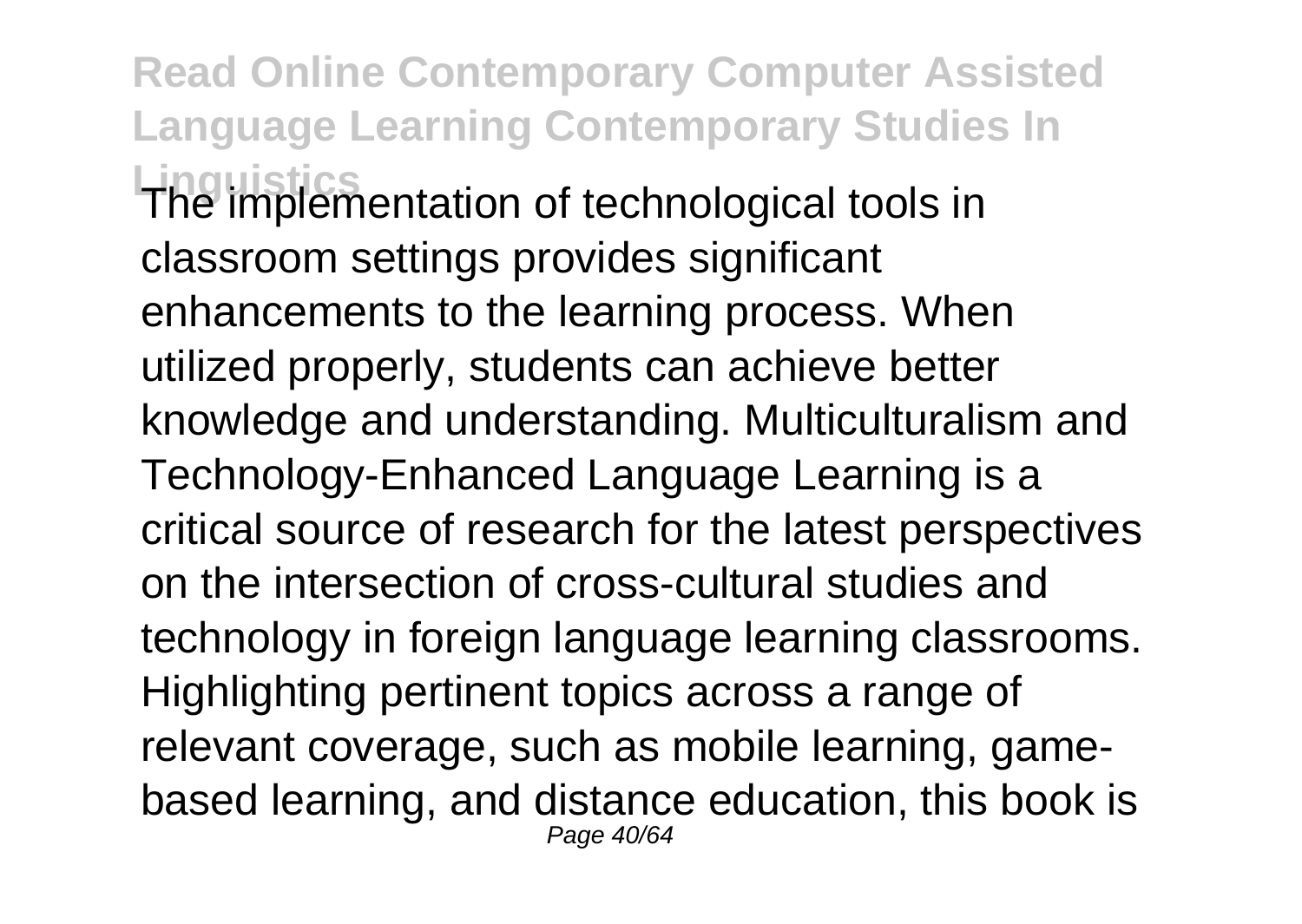The implementation of technological tools in classroom settings provides significant enhancements to the learning process. When utilized properly, students can achieve better knowledge and understanding. Multiculturalism and Technology-Enhanced Language Learning is a critical source of research for the latest perspectives on the intersection of cross-cultural studies and technology in foreign language learning classrooms. Highlighting pertinent topics across a range of relevant coverage, such as mobile learning, game-based learning, and distance education, this book is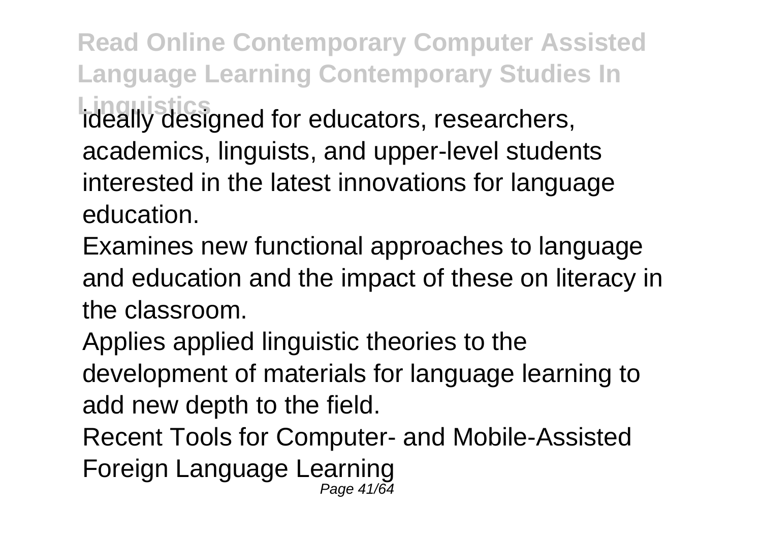ideally designed for educators, researchers, academics, linguists, and upper-level students interested in the latest innovations for language education.

Examines new functional approaches to language and education and the impact of these on literacy in the classroom.

Applies applied linguistic theories to the development of materials for language learning to add new depth to the field.

Recent Tools for Computer- and Mobile-Assisted Foreign Language Learning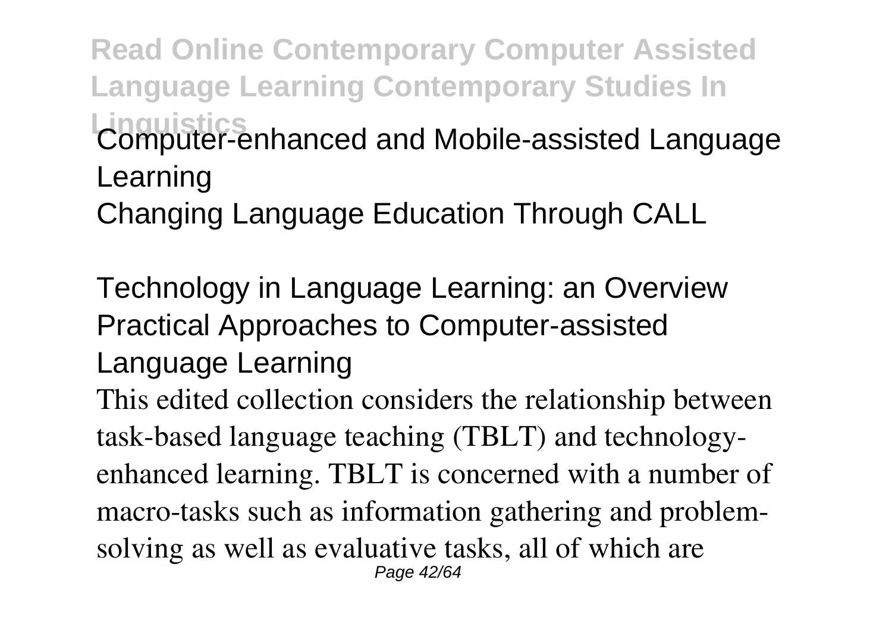Computer-enhanced and Mobile-assisted Language Learning

Changing Language Education Through CALL

Technology in Language Learning: an Overview

Practical Approaches to Computer-assisted Language Learning

This edited collection considers the relationship between task-based language teaching (TBLT) and technology-enhanced learning. TBLT is concerned with a number of macro-tasks such as information gathering and problem-solving as well as evaluative tasks, all of which are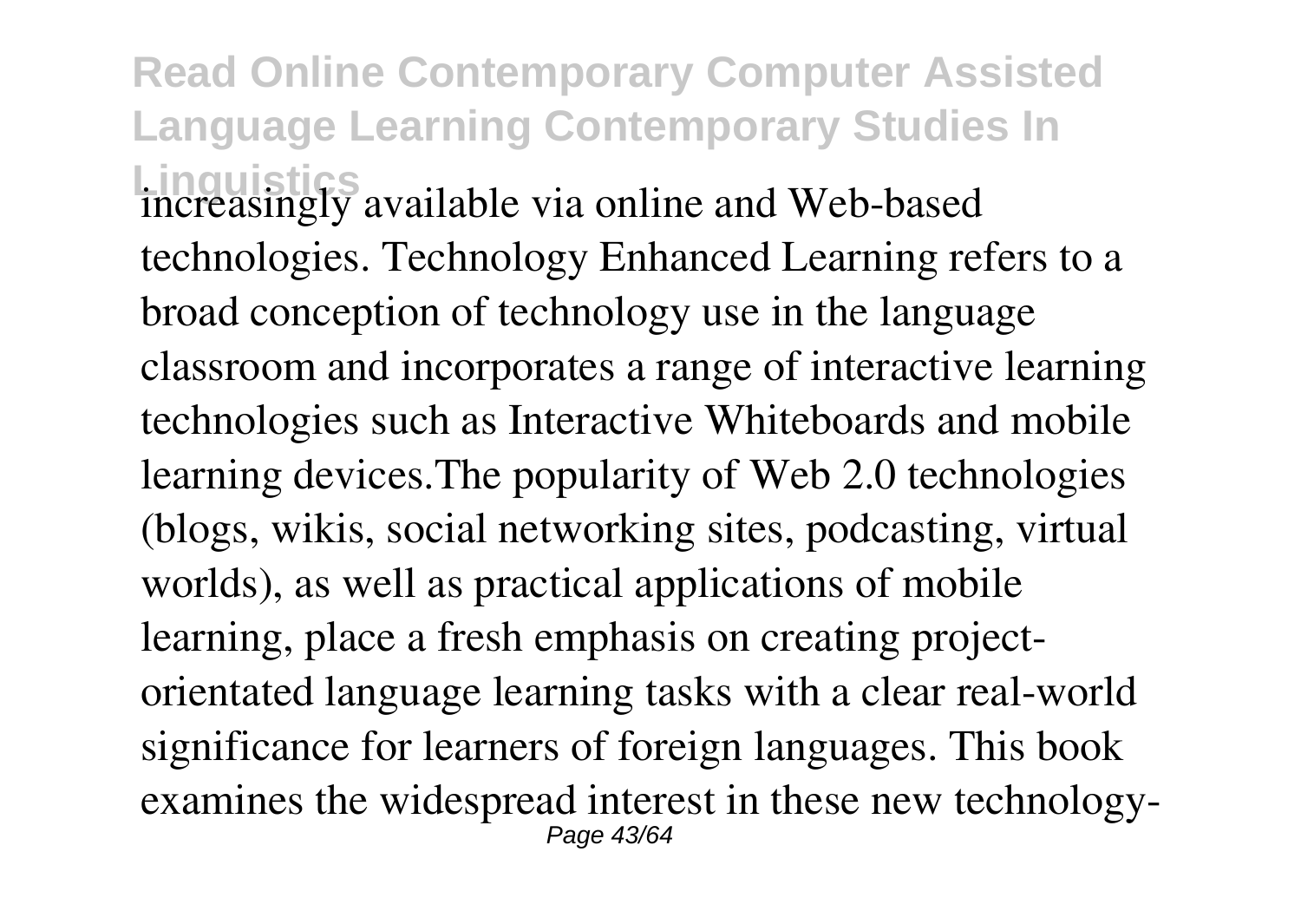increasingly available via online and Web-based technologies. Technology Enhanced Learning refers to a broad conception of technology use in the language classroom and incorporates a range of interactive learning technologies such as Interactive Whiteboards and mobile learning devices.The popularity of Web 2.0 technologies (blogs, wikis, social networking sites, podcasting, virtual worlds), as well as practical applications of mobile learning, place a fresh emphasis on creating project-orientated language learning tasks with a clear real-world significance for learners of foreign languages. This book examines the widespread interest in these new technology-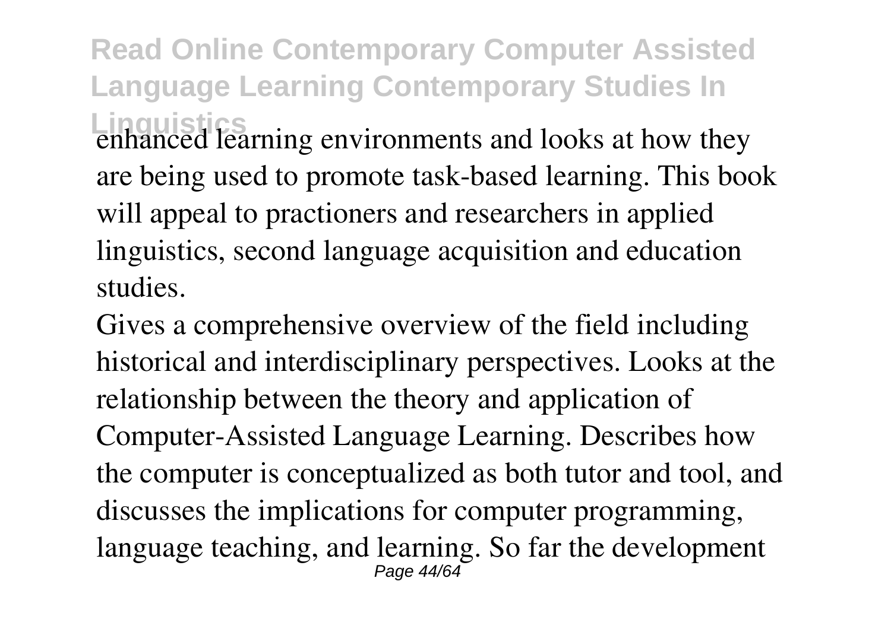enhanced learning environments and looks at how they are being used to promote task-based learning. This book will appeal to practioners and researchers in applied linguistics, second language acquisition and education studies.

Gives a comprehensive overview of the field including historical and interdisciplinary perspectives. Looks at the relationship between the theory and application of Computer-Assisted Language Learning. Describes how the computer is conceptualized as both tutor and tool, and discusses the implications for computer programming, language teaching, and learning. So far the development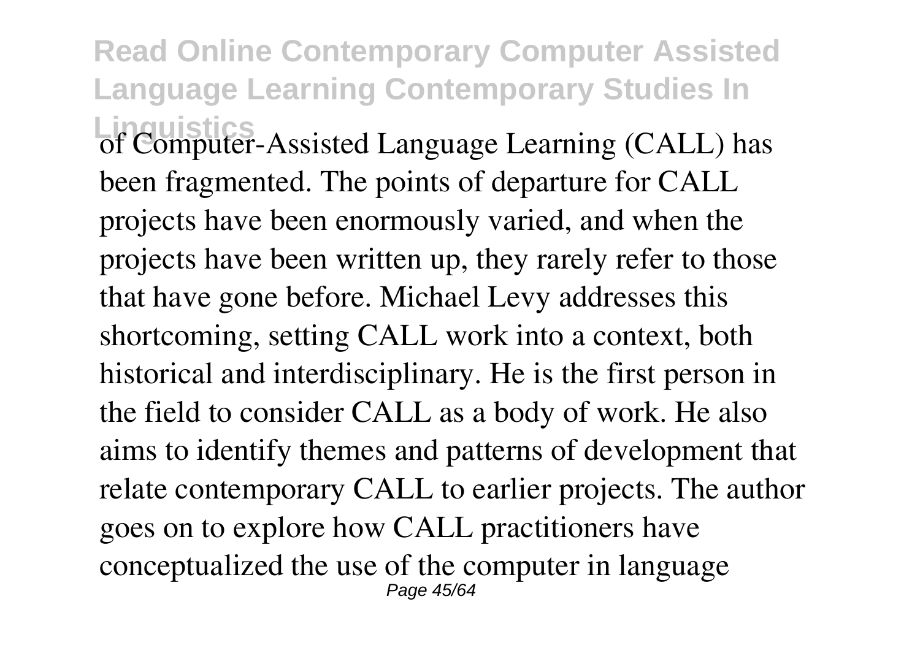of Computer-Assisted Language Learning (CALL) has been fragmented. The points of departure for CALL projects have been enormously varied, and when the projects have been written up, they rarely refer to those that have gone before. Michael Levy addresses this shortcoming, setting CALL work into a context, both historical and interdisciplinary. He is the first person in the field to consider CALL as a body of work. He also aims to identify themes and patterns of development that relate contemporary CALL to earlier projects. The author goes on to explore how CALL practitioners have conceptualized the use of the computer in language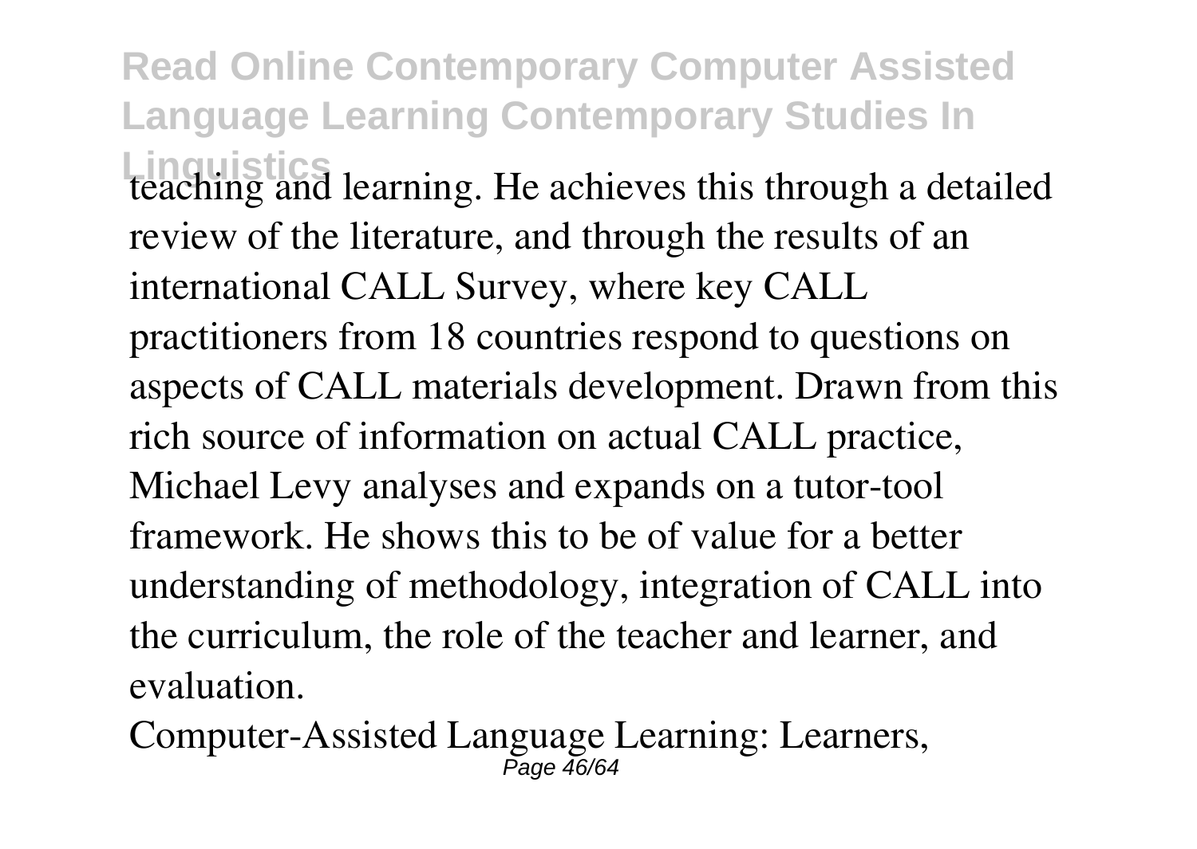teaching and learning. He achieves this through a detailed review of the literature, and through the results of an international CALL Survey, where key CALL practitioners from 18 countries respond to questions on aspects of CALL materials development. Drawn from this rich source of information on actual CALL practice, Michael Levy analyses and expands on a tutor-tool framework. He shows this to be of value for a better understanding of methodology, integration of CALL into the curriculum, the role of the teacher and learner, and evaluation.

Computer-Assisted Language Learning: Learners,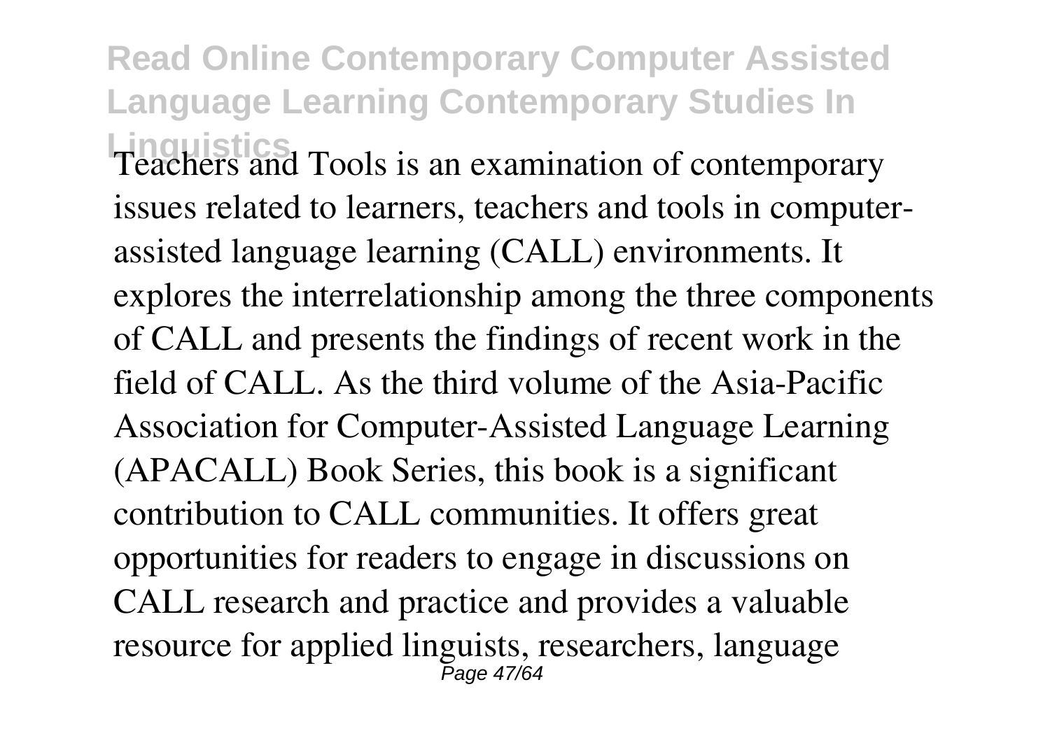Teachers and Tools is an examination of contemporary issues related to learners, teachers and tools in computer-assisted language learning (CALL) environments. It explores the interrelationship among the three components of CALL and presents the findings of recent work in the field of CALL. As the third volume of the Asia-Pacific Association for Computer-Assisted Language Learning (APACALL) Book Series, this book is a significant contribution to CALL communities. It offers great opportunities for readers to engage in discussions on CALL research and practice and provides a valuable resource for applied linguists, researchers, language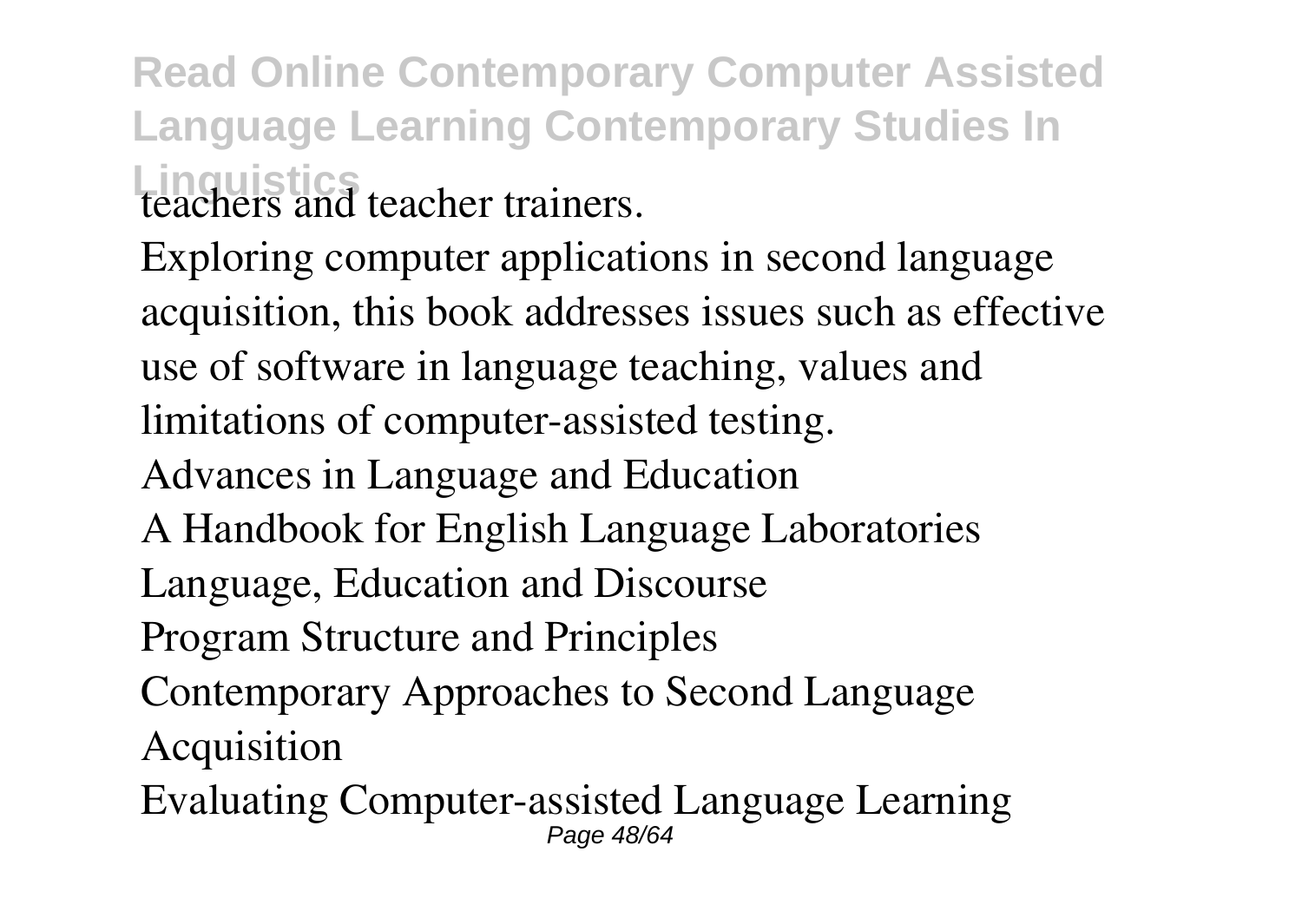teachers and teacher trainers.

Exploring computer applications in second language acquisition, this book addresses issues such as effective use of software in language teaching, values and limitations of computer-assisted testing.

Advances in Language and Education

A Handbook for English Language Laboratories

Language, Education and Discourse

Program Structure and Principles

Contemporary Approaches to Second Language Acquisition

Evaluating Computer-assisted Language Learning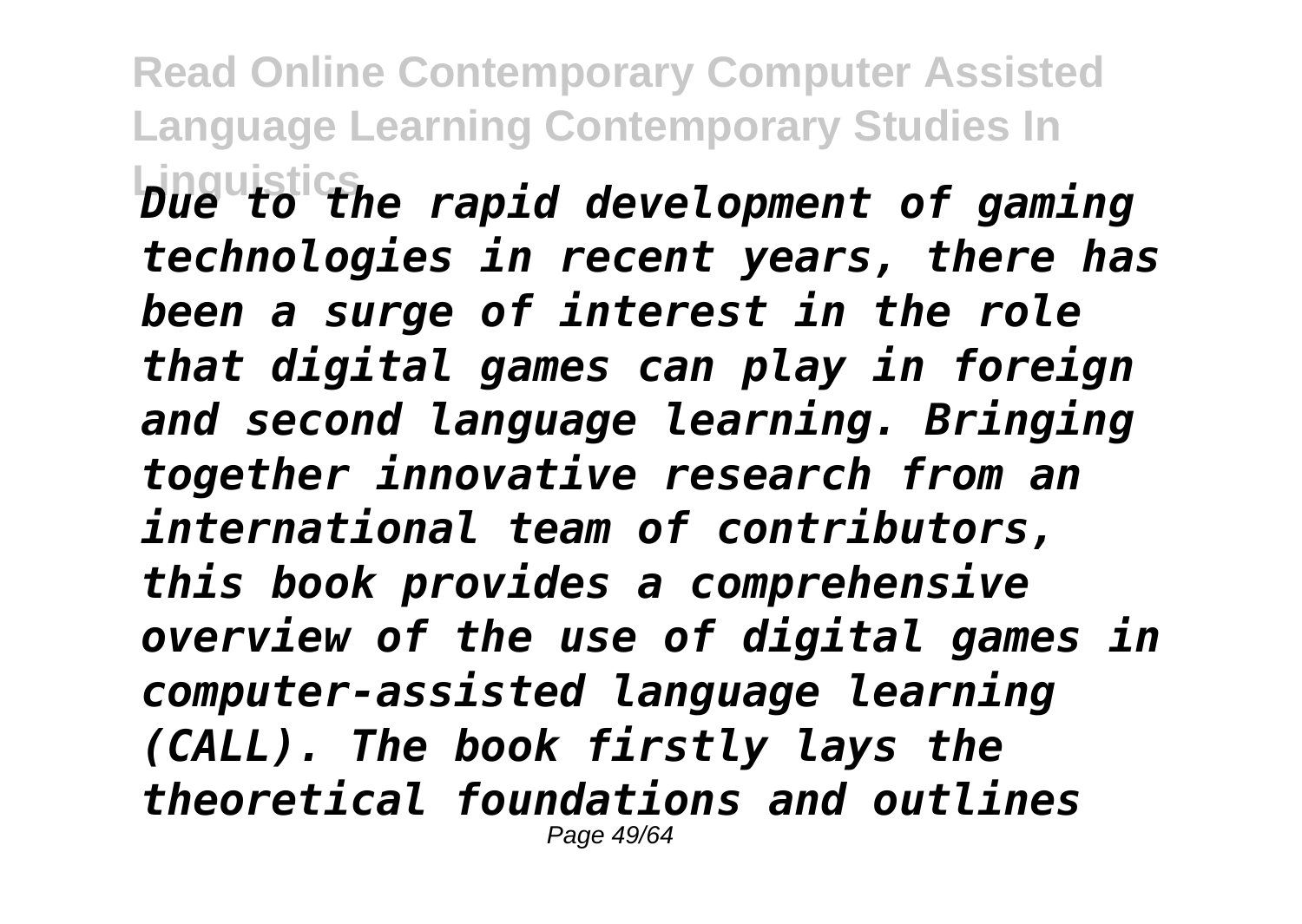*Due to the rapid development of gaming technologies in recent years, there has been a surge of interest in the role that digital games can play in foreign and second language learning. Bringing together innovative research from an international team of contributors, this book provides a comprehensive overview of the use of digital games in computer-assisted language learning (CALL). The book firstly lays the theoretical foundations and outlines*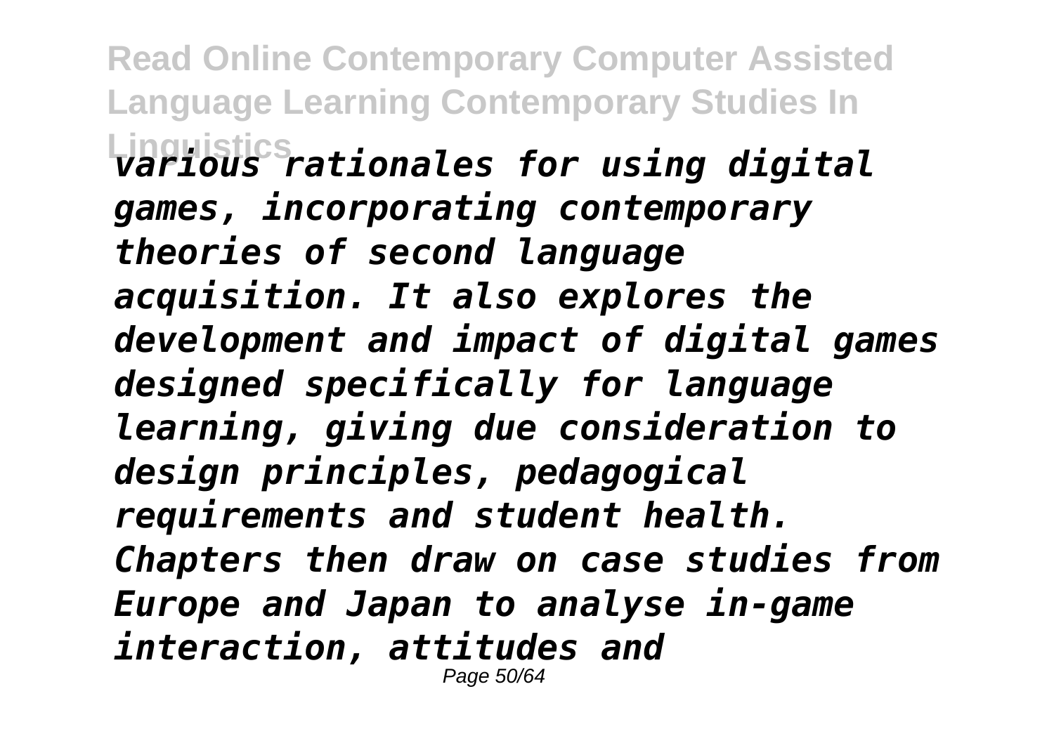*various rationales for using digital games, incorporating contemporary theories of second language acquisition. It also explores the development and impact of digital games designed specifically for language learning, giving due consideration to design principles, pedagogical requirements and student health. Chapters then draw on case studies from Europe and Japan to analyse in-game interaction, attitudes and*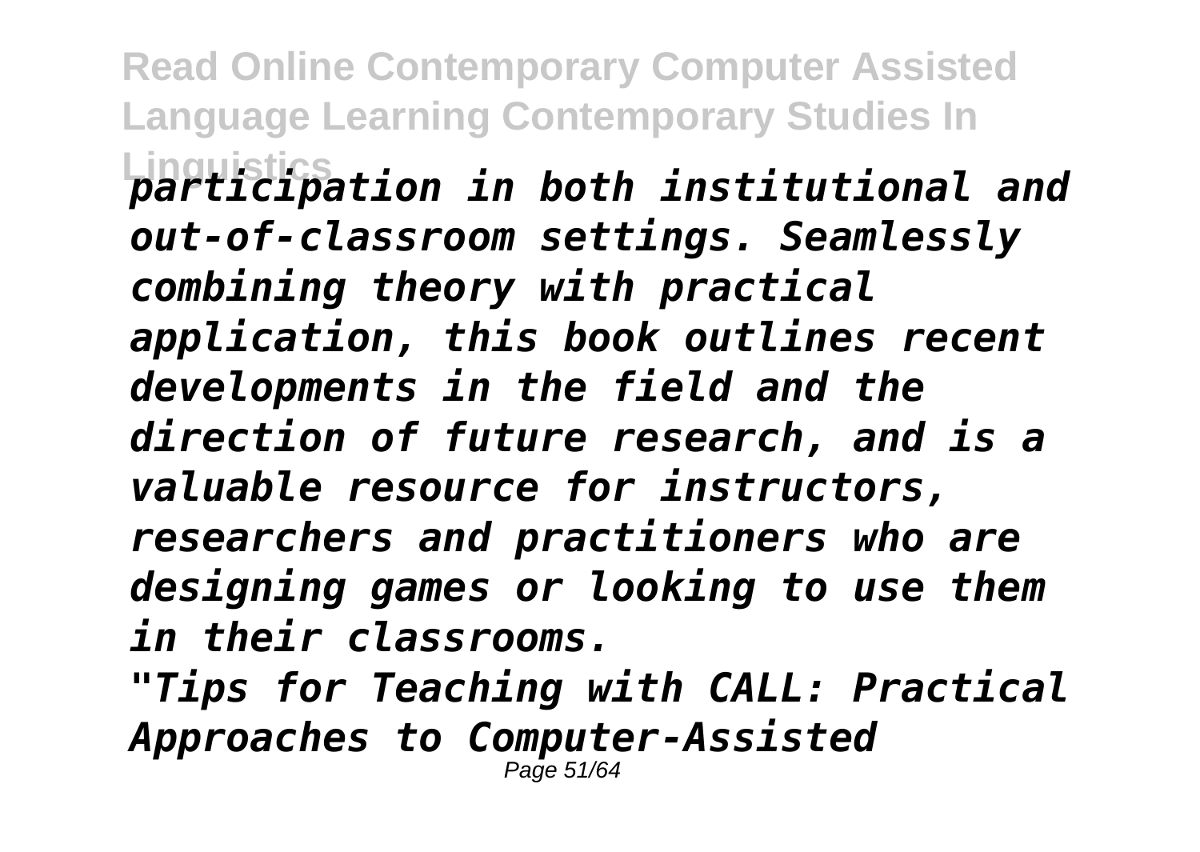*participation in both institutional and out-of-classroom settings. Seamlessly combining theory with practical application, this book outlines recent developments in the field and the direction of future research, and is a valuable resource for instructors, researchers and practitioners who are designing games or looking to use them in their classrooms.*

*"Tips for Teaching with CALL: Practical Approaches to Computer-Assisted*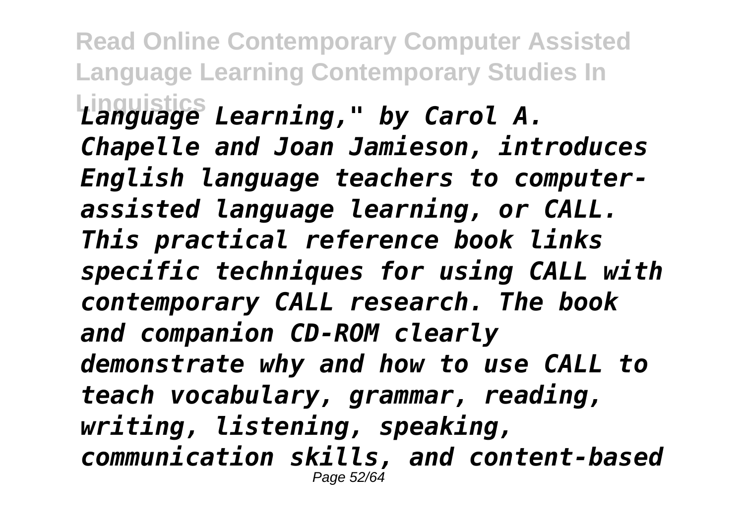*Language Learning," by Carol A. Chapelle and Joan Jamieson, introduces English language teachers to computer-assisted language learning, or CALL. This practical reference book links specific techniques for using CALL with contemporary CALL research. The book and companion CD-ROM clearly demonstrate why and how to use CALL to teach vocabulary, grammar, reading, writing, listening, speaking, communication skills, and content-based*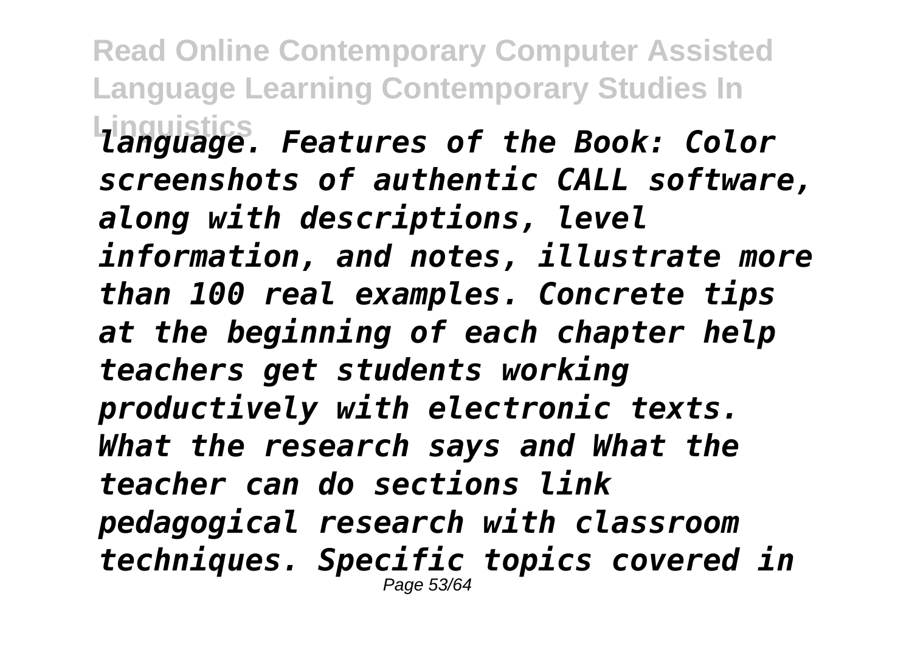*language. Features of the Book: Color screenshots of authentic CALL software, along with descriptions, level information, and notes, illustrate more than 100 real examples. Concrete tips at the beginning of each chapter help teachers get students working productively with electronic texts. What the research says and What the teacher can do sections link pedagogical research with classroom techniques. Specific topics covered in*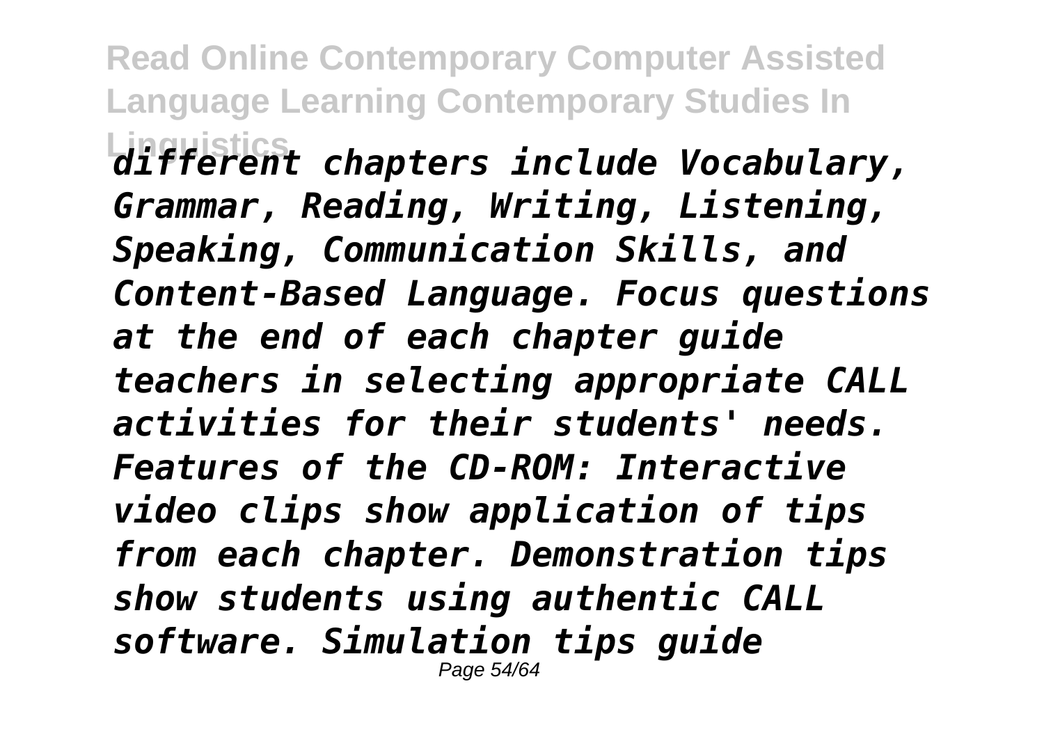*different chapters include Vocabulary, Grammar, Reading, Writing, Listening, Speaking, Communication Skills, and Content-Based Language. Focus questions at the end of each chapter guide teachers in selecting appropriate CALL activities for their students' needs. Features of the CD-ROM: Interactive video clips show application of tips from each chapter. Demonstration tips show students using authentic CALL software. Simulation tips guide*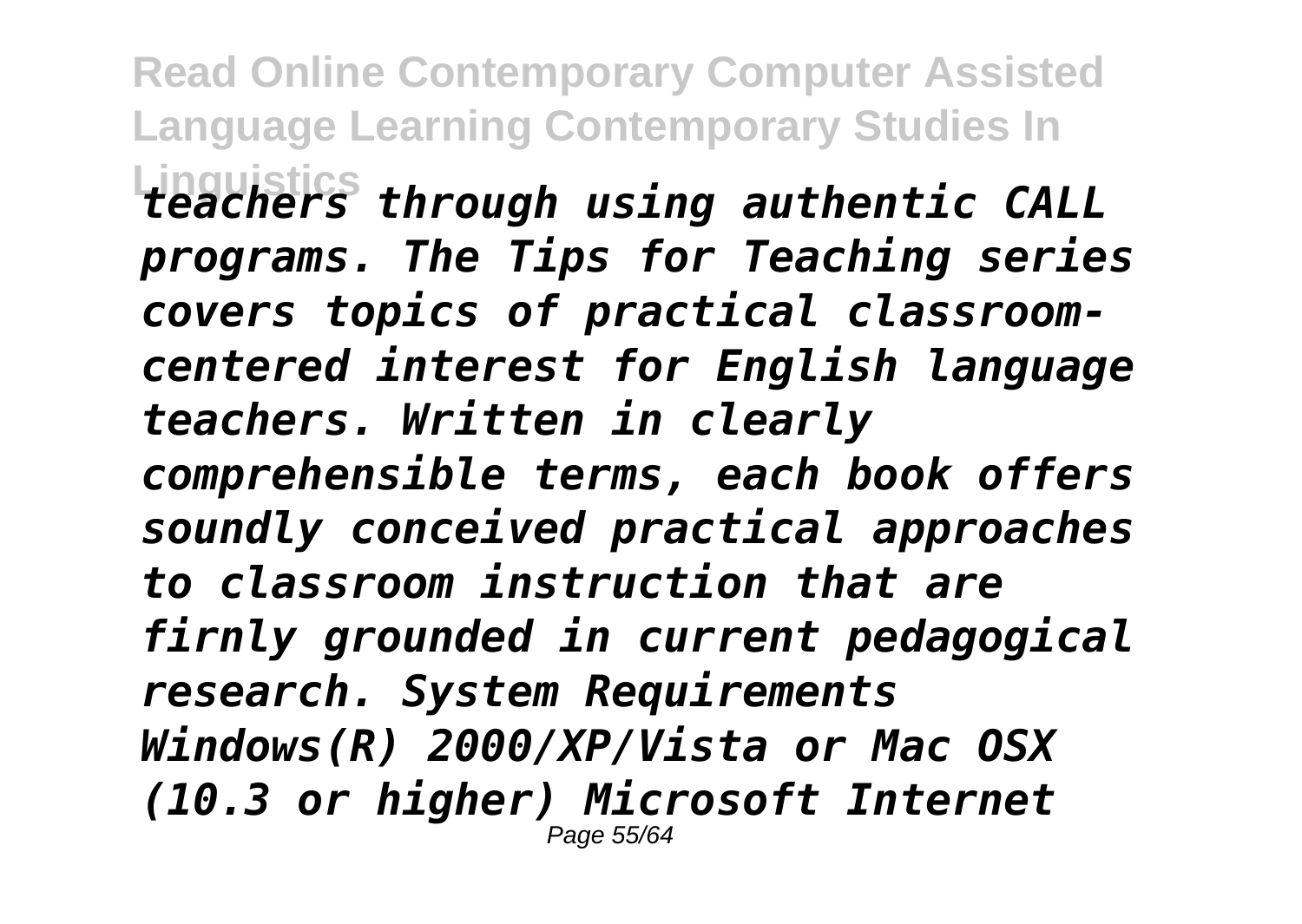*teachers through using authentic CALL programs. The Tips for Teaching series covers topics of practical classroom-centered interest for English language teachers. Written in clearly comprehensible terms, each book offers soundly conceived practical approaches to classroom instruction that are firnly grounded in current pedagogical research. System Requirements Windows(R) 2000/XP/Vista or Mac OSX (10.3 or higher) Microsoft Internet*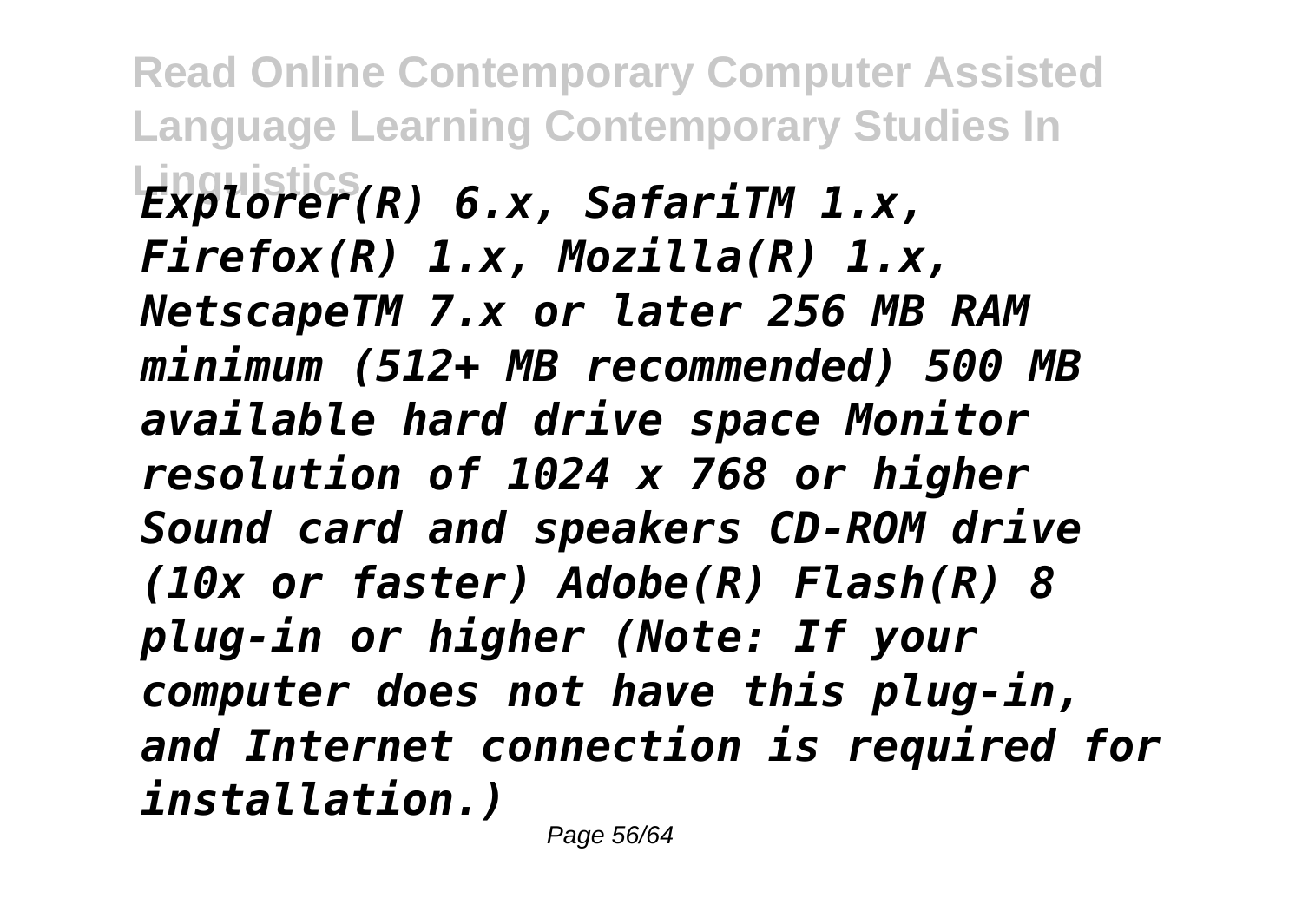*Explorer(R) 6.x, SafariTM 1.x, Firefox(R) 1.x, Mozilla(R) 1.x, NetscapeTM 7.x or later 256 MB RAM minimum (512+ MB recommended) 500 MB available hard drive space Monitor resolution of 1024 x 768 or higher Sound card and speakers CD-ROM drive (10x or faster) Adobe(R) Flash(R) 8 plug-in or higher (Note: If your computer does not have this plug-in, and Internet connection is required for installation.)*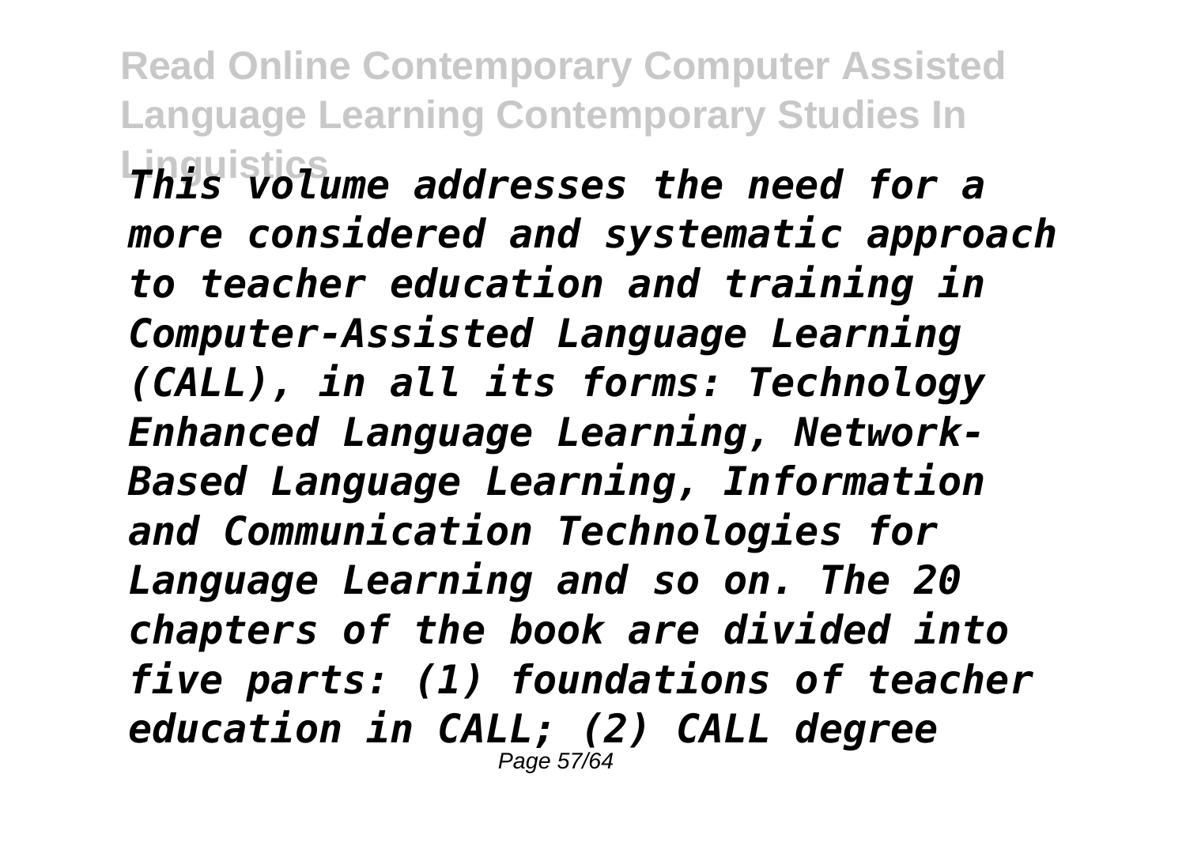*This volume addresses the need for a more considered and systematic approach to teacher education and training in Computer-Assisted Language Learning (CALL), in all its forms: Technology Enhanced Language Learning, Network-Based Language Learning, Information and Communication Technologies for Language Learning and so on. The 20 chapters of the book are divided into five parts: (1) foundations of teacher education in CALL; (2) CALL degree*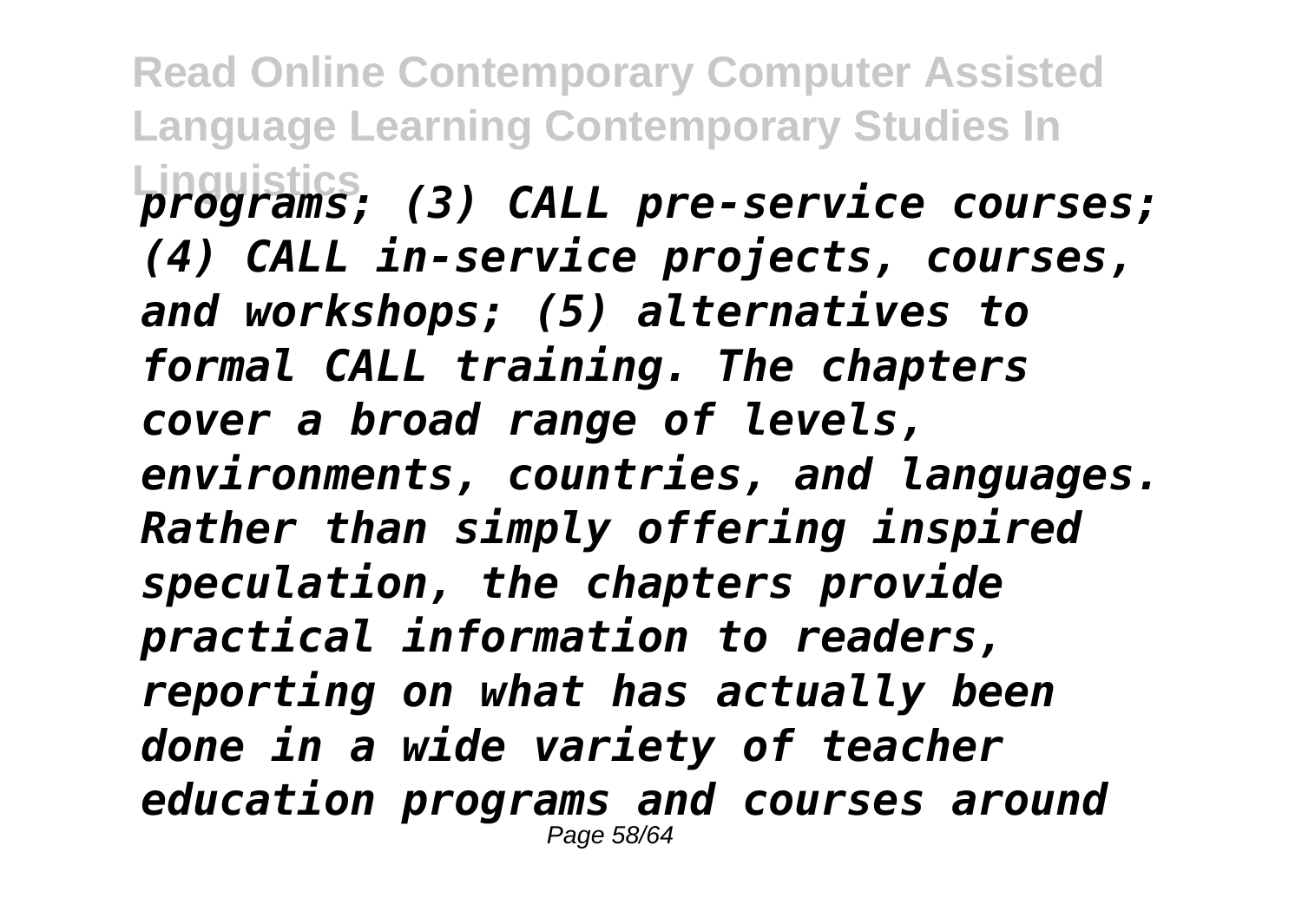*programs; (3) CALL pre-service courses; (4) CALL in-service projects, courses, and workshops; (5) alternatives to formal CALL training. The chapters cover a broad range of levels, environments, countries, and languages. Rather than simply offering inspired speculation, the chapters provide practical information to readers, reporting on what has actually been done in a wide variety of teacher education programs and courses around*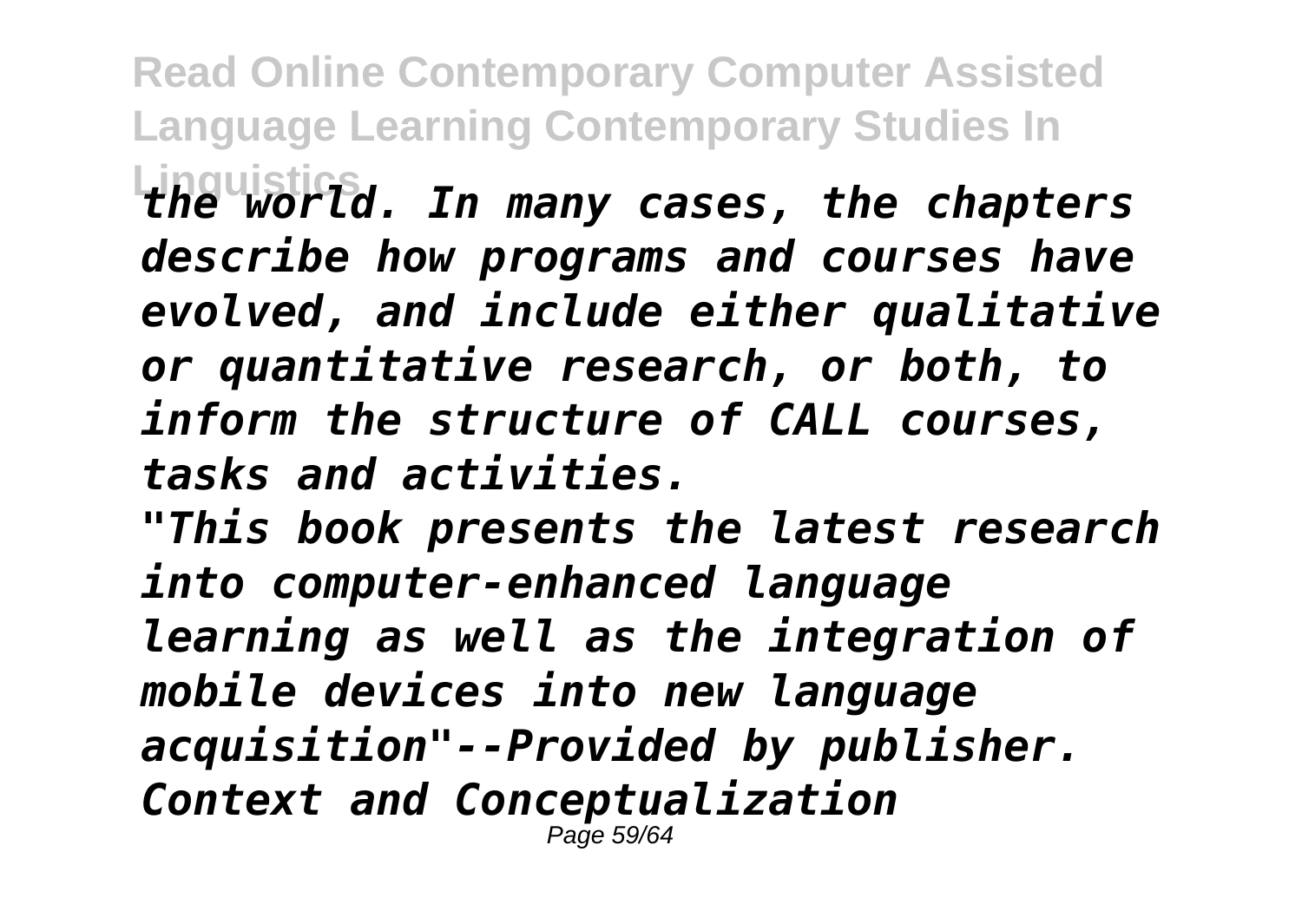*the world. In many cases, the chapters describe how programs and courses have evolved, and include either qualitative or quantitative research, or both, to inform the structure of CALL courses, tasks and activities.*

*"This book presents the latest research into computer-enhanced language learning as well as the integration of mobile devices into new language acquisition"--Provided by publisher.*

*Context and Conceptualization*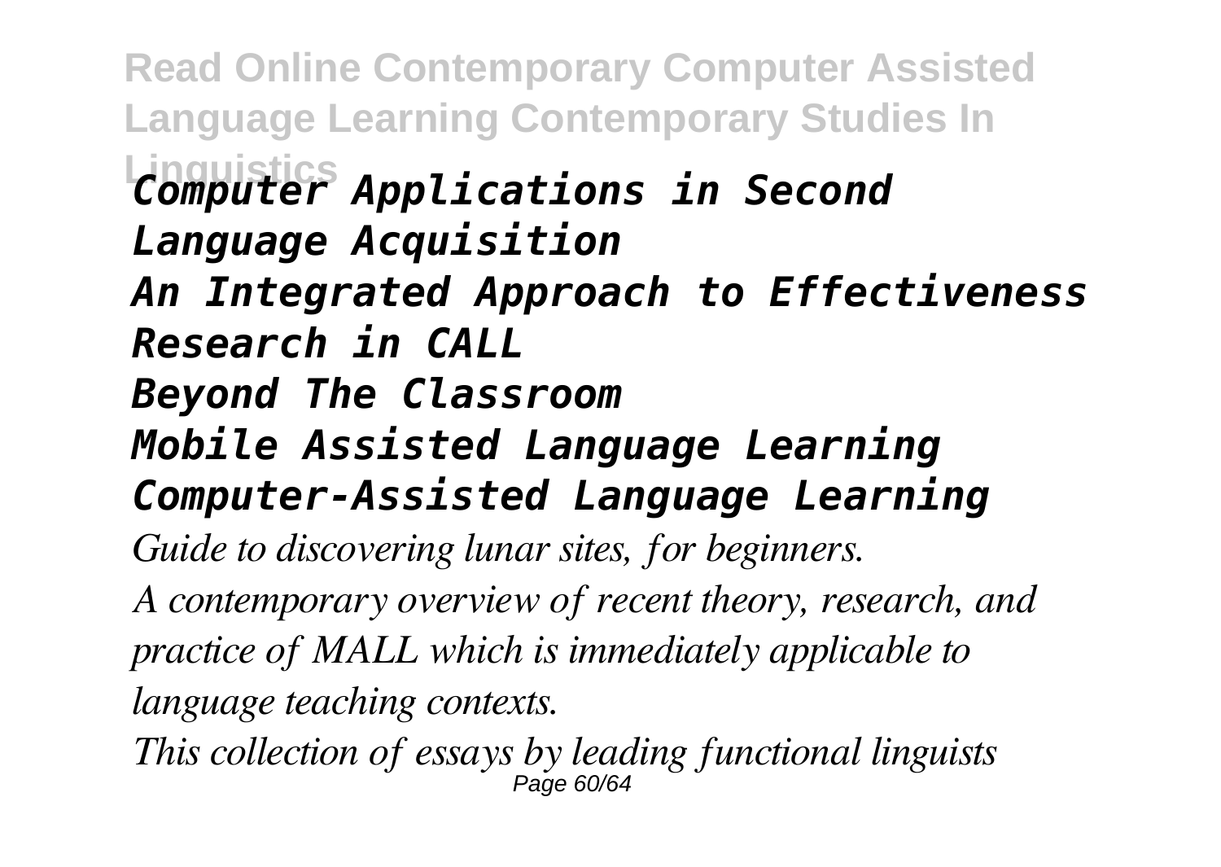*Computer Applications in Second Language Acquisition*
*An Integrated Approach to Effectiveness Research in CALL*
*Beyond The Classroom*
*Mobile Assisted Language Learning*
*Computer-Assisted Language Learning*

*Guide to discovering lunar sites, for beginners.*

*A contemporary overview of recent theory, research, and practice of MALL which is immediately applicable to language teaching contexts.*

*This collection of essays by leading functional linguists*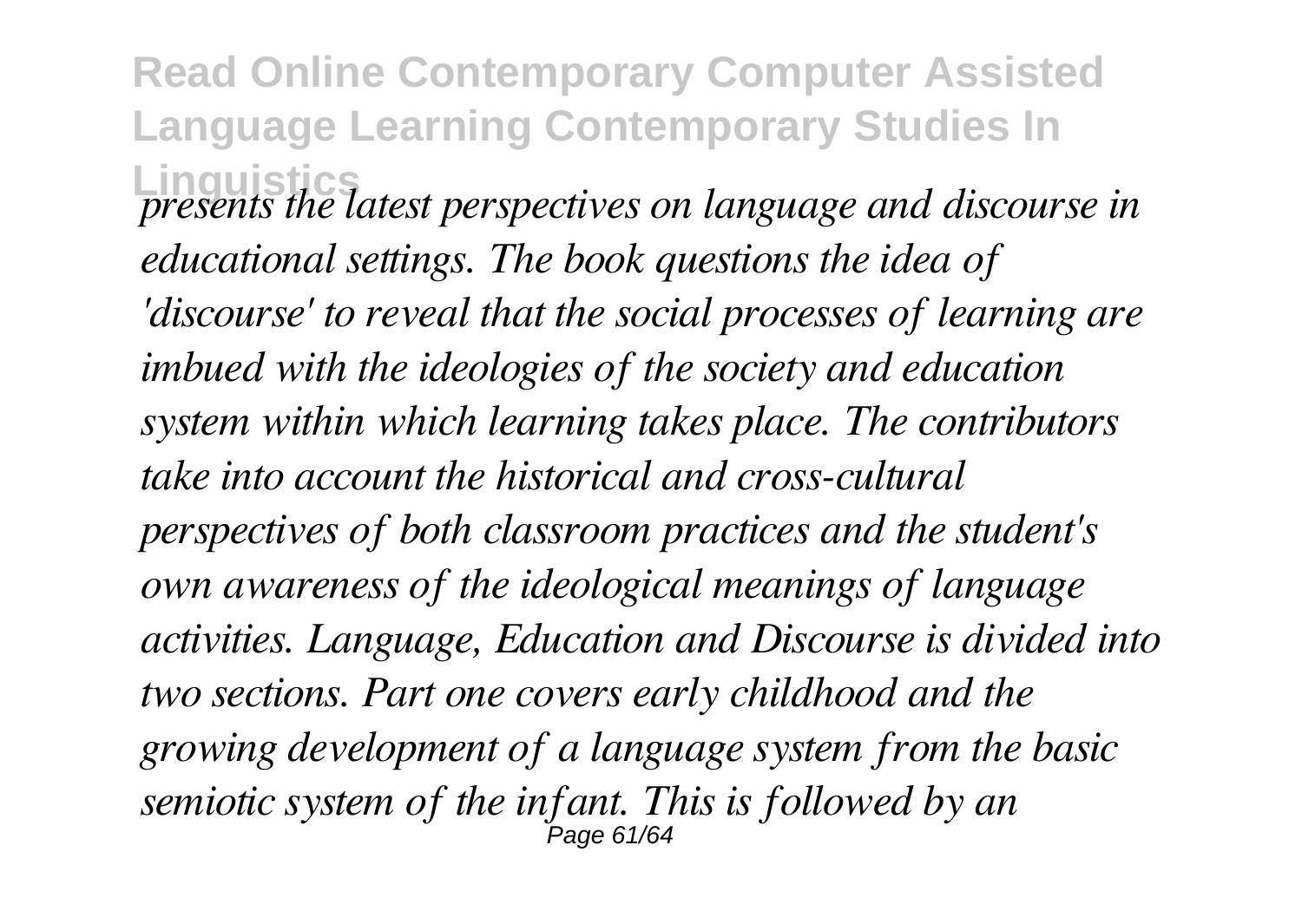*presents the latest perspectives on language and discourse in educational settings. The book questions the idea of 'discourse' to reveal that the social processes of learning are imbued with the ideologies of the society and education system within which learning takes place. The contributors take into account the historical and cross-cultural perspectives of both classroom practices and the student's own awareness of the ideological meanings of language activities. Language, Education and Discourse is divided into two sections. Part one covers early childhood and the growing development of a language system from the basic semiotic system of the infant. This is followed by an*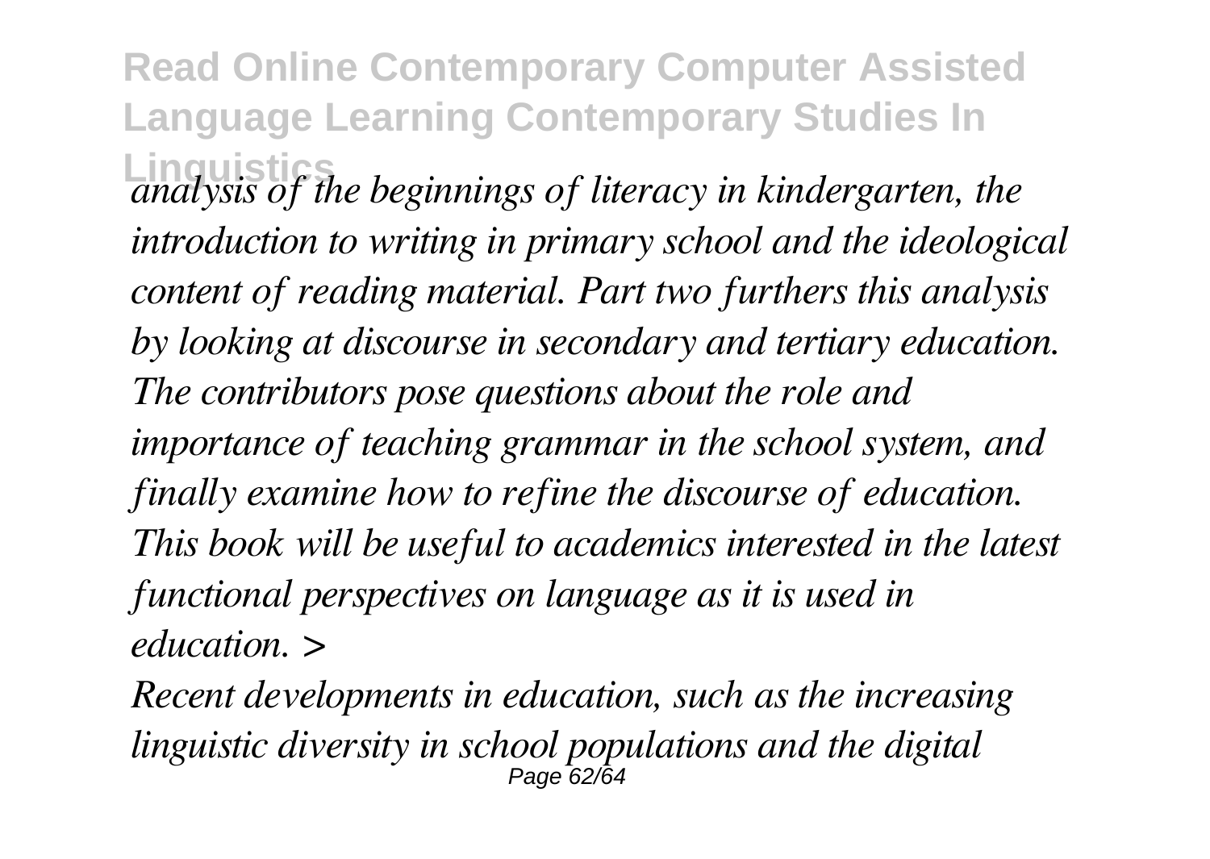*analysis of the beginnings of literacy in kindergarten, the introduction to writing in primary school and the ideological content of reading material. Part two furthers this analysis by looking at discourse in secondary and tertiary education. The contributors pose questions about the role and importance of teaching grammar in the school system, and finally examine how to refine the discourse of education. This book will be useful to academics interested in the latest functional perspectives on language as it is used in education. >*

*Recent developments in education, such as the increasing linguistic diversity in school populations and the digital*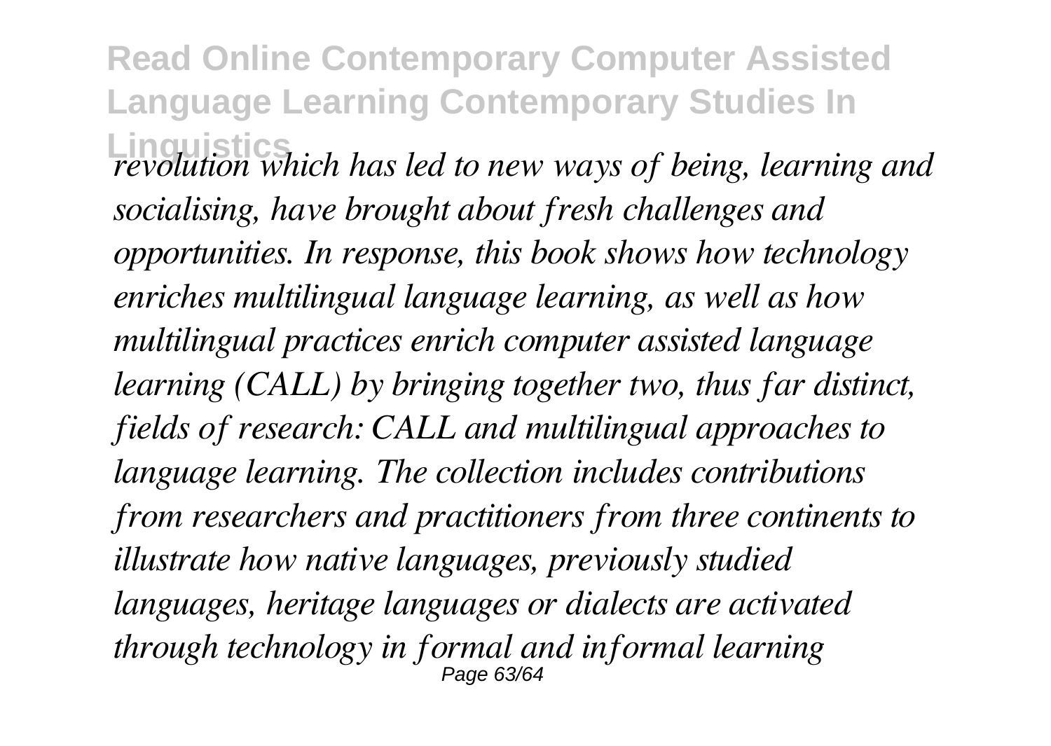*revolution which has led to new ways of being, learning and socialising, have brought about fresh challenges and opportunities. In response, this book shows how technology enriches multilingual language learning, as well as how multilingual practices enrich computer assisted language learning (CALL) by bringing together two, thus far distinct, fields of research: CALL and multilingual approaches to language learning. The collection includes contributions from researchers and practitioners from three continents to illustrate how native languages, previously studied languages, heritage languages or dialects are activated through technology in formal and informal learning*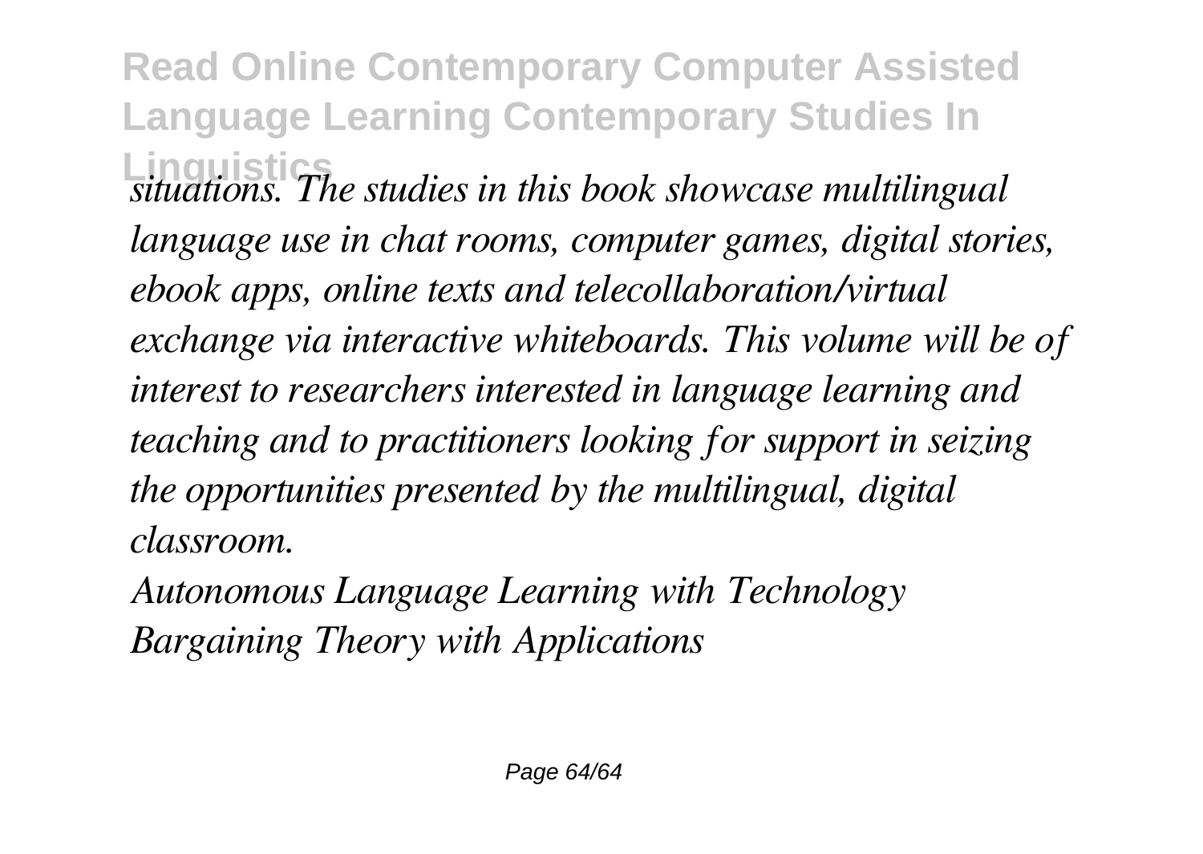*situations. The studies in this book showcase multilingual language use in chat rooms, computer games, digital stories, ebook apps, online texts and telecollaboration/virtual exchange via interactive whiteboards. This volume will be of interest to researchers interested in language learning and teaching and to practitioners looking for support in seizing the opportunities presented by the multilingual, digital classroom.*

*Autonomous Language Learning with Technology*
*Bargaining Theory with Applications*